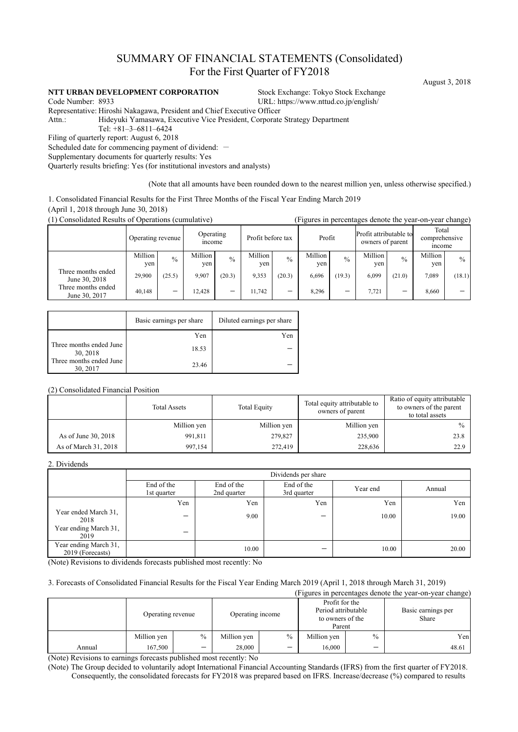# SUMMARY OF FINANCIAL STATEMENTS (Consolidated)
## For the First Quarter of FY2018

August 3, 2018

**NTT URBAN DEVELOPMENT CORPORATION** Stock Exchange: Tokyo Stock Exchange
Code Number: 8933 URL: https://www.nttud.co.jp/english/
Representative: Hiroshi Nakagawa, President and Chief Executive Officer
Attn.: Hideyuki Yamasawa, Executive Vice President, Corporate Strategy Department
Tel: +81–3–6811–6424
Filing of quarterly report: August 6, 2018
Scheduled date for commencing payment of dividend: －
Supplementary documents for quarterly results: Yes
Quarterly results briefing: Yes (for institutional investors and analysts)

(Note that all amounts have been rounded down to the nearest million yen, unless otherwise specified.)

1. Consolidated Financial Results for the First Three Months of the Fiscal Year Ending March 2019
(April 1, 2018 through June 30, 2018)

(1) Consolidated Results of Operations (cumulative) (Figures in percentages denote the year-on-year change)

| | Operating revenue | | Operating income | | Profit before tax | | Profit | | Profit attributable to owners of parent | | Total comprehensive income | |
|---|---|---|---|---|---|---|---|---|---|---|---|---|
| | Million yen | % | Million yen | % | Million yen | % | Million yen | % | Million yen | % | Million yen | % |
| Three months ended June 30, 2018 | 29,900 | (25.5) | 9,907 | (20.3) | 9,353 | (20.3) | 6,696 | (19.3) | 6,099 | (21.0) | 7,089 | (18.1) |
| Three months ended June 30, 2017 | 40,148 | － | 12,428 | － | 11,742 | － | 8,296 | － | 7,721 | － | 8,660 | － |

| | Basic earnings per share | Diluted earnings per share |
|---|---|---|
| | Yen | Yen |
| Three months ended June 30, 2018 | 18.53 | － |
| Three months ended June 30, 2017 | 23.46 | － |

(2) Consolidated Financial Position

| | Total Assets | Total Equity | Total equity attributable to owners of parent | Ratio of equity attributable to owners of the parent to total assets |
|---|---|---|---|---|
| | Million yen | Million yen | Million yen | % |
| As of June 30, 2018 | 991,811 | 279,827 | 235,900 | 23.8 |
| As of March 31, 2018 | 997,154 | 272,419 | 228,636 | 22.9 |

2. Dividends

| | Dividends per share | | | | |
|---|---|---|---|---|---|
| | End of the 1st quarter | End of the 2nd quarter | End of the 3rd quarter | Year end | Annual |
| | Yen | Yen | Yen | Yen | Yen |
| Year ended March 31, 2018 | － | 9.00 | － | 10.00 | 19.00 |
| Year ending March 31, 2019 | － | | | | |
| Year ending March 31, 2019 (Forecasts) | | 10.00 | － | 10.00 | 20.00 |

(Note) Revisions to dividends forecasts published most recently: No

3. Forecasts of Consolidated Financial Results for the Fiscal Year Ending March 2019 (April 1, 2018 through March 31, 2019)

(Figures in percentages denote the year-on-year change)

| | Operating revenue | | Operating income | | Profit for the Period attributable to owners of the Parent | | Basic earnings per Share |
|---|---|---|---|---|---|---|---|
| | Million yen | % | Million yen | % | Million yen | % | Yen |
| Annual | 167,500 | － | 28,000 | － | 16,000 | － | 48.61 |

(Note) Revisions to earnings forecasts published most recently: No
(Note) The Group decided to voluntarily adopt International Financial Accounting Standards (IFRS) from the first quarter of FY2018. Consequently, the consolidated forecasts for FY2018 was prepared based on IFRS. Increase/decrease (%) compared to results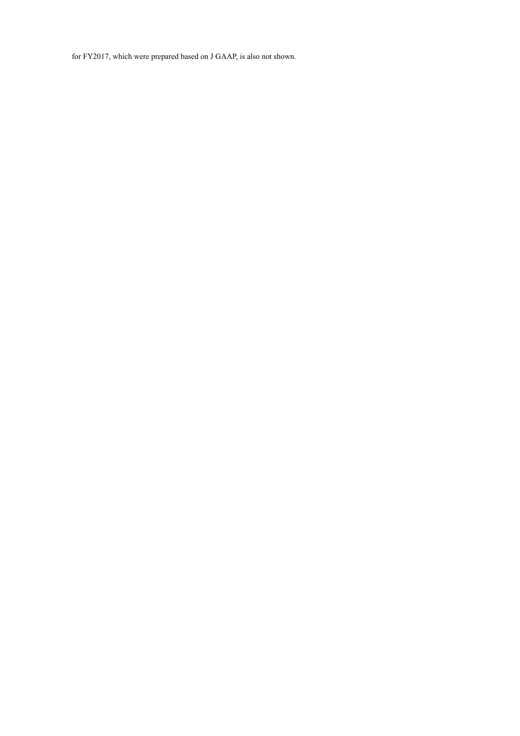for FY2017, which were prepared based on J GAAP, is also not shown.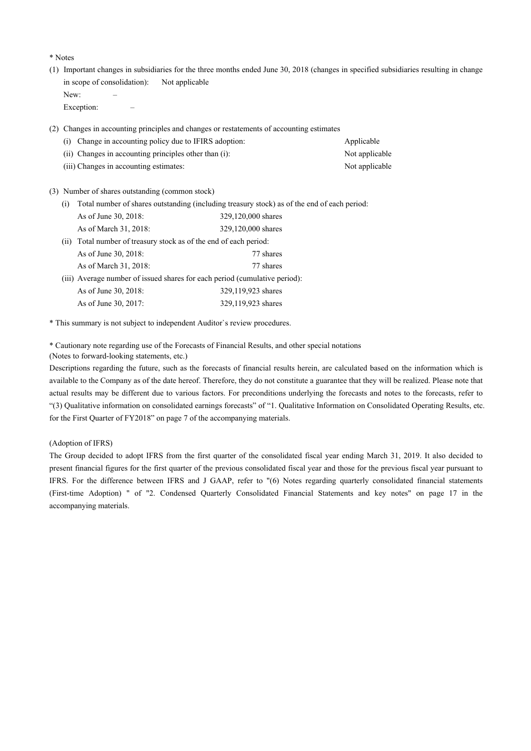\* Notes

(1) Important changes in subsidiaries for the three months ended June 30, 2018 (changes in specified subsidiaries resulting in change in scope of consolidation): Not applicable

New: –

Exception: –

(2) Changes in accounting principles and changes or restatements of accounting estimates

| | |
|---|---|
| (i) Change in accounting policy due to IFIRS adoption: | Applicable |
| (ii) Changes in accounting principles other than (i): | Not applicable |
| (iii) Changes in accounting estimates: | Not applicable |

(3) Number of shares outstanding (common stock)

(i) Total number of shares outstanding (including treasury stock) as of the end of each period:

| | |
|---|---|
| As of June 30, 2018: | 329,120,000 shares |
| As of March 31, 2018: | 329,120,000 shares |

(ii) Total number of treasury stock as of the end of each period:

| | |
|---|---|
| As of June 30, 2018: | 77 shares |
| As of March 31, 2018: | 77 shares |

(iii) Average number of issued shares for each period (cumulative period):

| | |
|---|---|
| As of June 30, 2018: | 329,119,923 shares |
| As of June 30, 2017: | 329,119,923 shares |

\* This summary is not subject to independent Auditor`s review procedures.

\* Cautionary note regarding use of the Forecasts of Financial Results, and other special notations

(Notes to forward-looking statements, etc.)

Descriptions regarding the future, such as the forecasts of financial results herein, are calculated based on the information which is available to the Company as of the date hereof. Therefore, they do not constitute a guarantee that they will be realized. Please note that actual results may be different due to various factors. For preconditions underlying the forecasts and notes to the forecasts, refer to "(3) Qualitative information on consolidated earnings forecasts" of "1. Qualitative Information on Consolidated Operating Results, etc. for the First Quarter of FY2018" on page 7 of the accompanying materials.

(Adoption of IFRS)

The Group decided to adopt IFRS from the first quarter of the consolidated fiscal year ending March 31, 2019. It also decided to present financial figures for the first quarter of the previous consolidated fiscal year and those for the previous fiscal year pursuant to IFRS. For the difference between IFRS and J GAAP, refer to "(6) Notes regarding quarterly consolidated financial statements (First-time Adoption) " of "2. Condensed Quarterly Consolidated Financial Statements and key notes" on page 17 in the accompanying materials.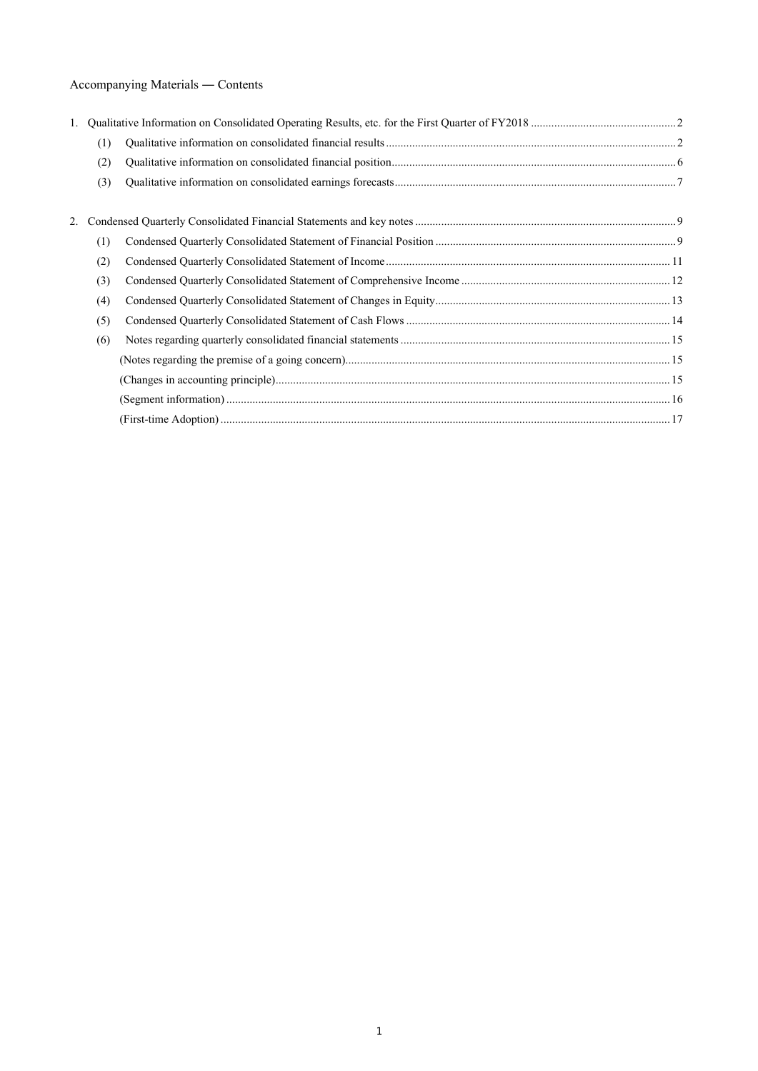Accompanying Materials ― Contents

1. Qualitative Information on Consolidated Operating Results, etc. for the First Quarter of FY2018 .......... 2
   - (1) Qualitative information on consolidated financial results .......... 2
   - (2) Qualitative information on consolidated financial position .......... 6
   - (3) Qualitative information on consolidated earnings forecasts .......... 7

2. Condensed Quarterly Consolidated Financial Statements and key notes .......... 9
   - (1) Condensed Quarterly Consolidated Statement of Financial Position .......... 9
   - (2) Condensed Quarterly Consolidated Statement of Income .......... 11
   - (3) Condensed Quarterly Consolidated Statement of Comprehensive Income .......... 12
   - (4) Condensed Quarterly Consolidated Statement of Changes in Equity .......... 13
   - (5) Condensed Quarterly Consolidated Statement of Cash Flows .......... 14
   - (6) Notes regarding quarterly consolidated financial statements .......... 15
     - (Notes regarding the premise of a going concern) .......... 15
     - (Changes in accounting principle) .......... 15
     - (Segment information) .......... 16
     - (First-time Adoption) .......... 17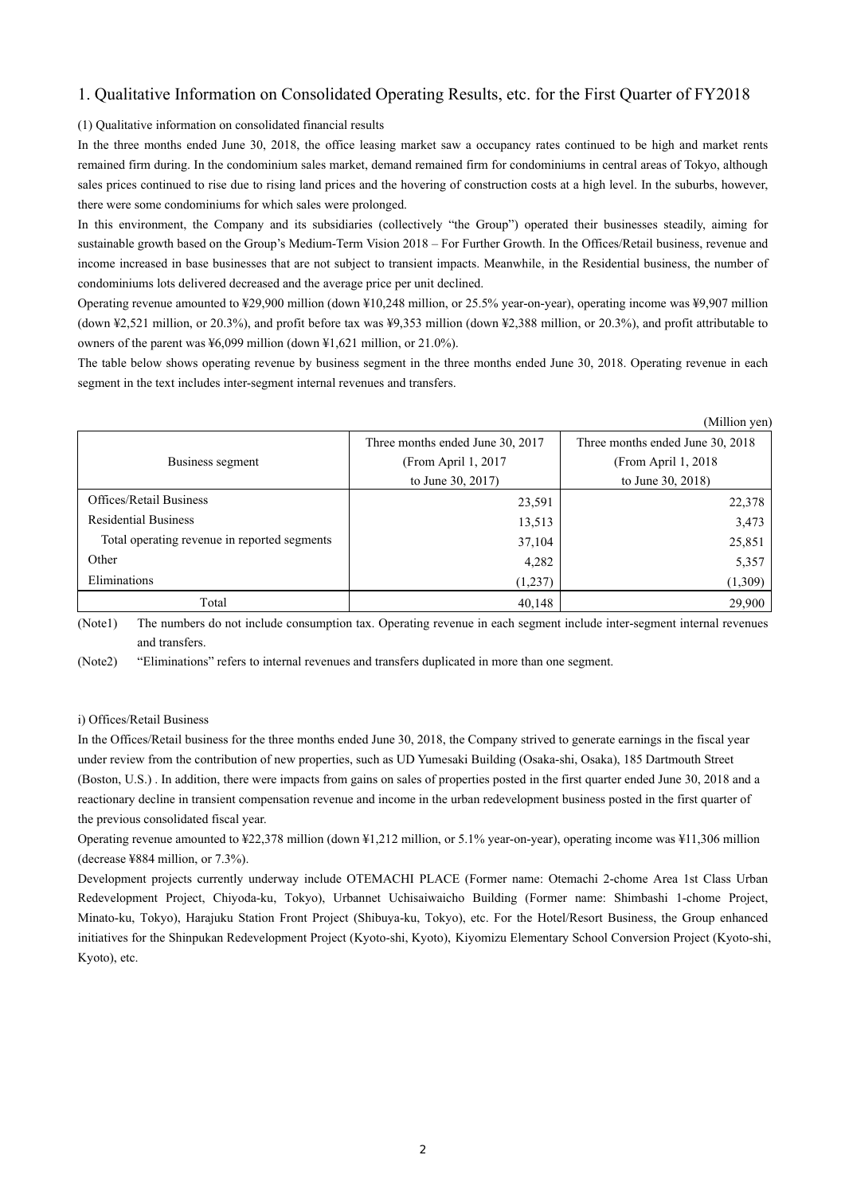## 1. Qualitative Information on Consolidated Operating Results, etc. for the First Quarter of FY2018

(1) Qualitative information on consolidated financial results

In the three months ended June 30, 2018, the office leasing market saw a occupancy rates continued to be high and market rents remained firm during. In the condominium sales market, demand remained firm for condominiums in central areas of Tokyo, although sales prices continued to rise due to rising land prices and the hovering of construction costs at a high level. In the suburbs, however, there were some condominiums for which sales were prolonged.

In this environment, the Company and its subsidiaries (collectively "the Group") operated their businesses steadily, aiming for sustainable growth based on the Group's Medium-Term Vision 2018 – For Further Growth. In the Offices/Retail business, revenue and income increased in base businesses that are not subject to transient impacts. Meanwhile, in the Residential business, the number of condominiums lots delivered decreased and the average price per unit declined.

Operating revenue amounted to ¥29,900 million (down ¥10,248 million, or 25.5% year-on-year), operating income was ¥9,907 million (down ¥2,521 million, or 20.3%), and profit before tax was ¥9,353 million (down ¥2,388 million, or 20.3%), and profit attributable to owners of the parent was ¥6,099 million (down ¥1,621 million, or 21.0%).

The table below shows operating revenue by business segment in the three months ended June 30, 2018. Operating revenue in each segment in the text includes inter-segment internal revenues and transfers.

(Million yen)

| Business segment | Three months ended June 30, 2017 (From April 1, 2017 to June 30, 2017) | Three months ended June 30, 2018 (From April 1, 2018 to June 30, 2018) |
|---|---|---|
| Offices/Retail Business | 23,591 | 22,378 |
| Residential Business | 13,513 | 3,473 |
| Total operating revenue in reported segments | 37,104 | 25,851 |
| Other | 4,282 | 5,357 |
| Eliminations | (1,237) | (1,309) |
| Total | 40,148 | 29,900 |

(Note1) The numbers do not include consumption tax. Operating revenue in each segment include inter-segment internal revenues and transfers.

(Note2) "Eliminations" refers to internal revenues and transfers duplicated in more than one segment.

i) Offices/Retail Business

In the Offices/Retail business for the three months ended June 30, 2018, the Company strived to generate earnings in the fiscal year under review from the contribution of new properties, such as UD Yumesaki Building (Osaka-shi, Osaka), 185 Dartmouth Street (Boston, U.S.) . In addition, there were impacts from gains on sales of properties posted in the first quarter ended June 30, 2018 and a reactionary decline in transient compensation revenue and income in the urban redevelopment business posted in the first quarter of the previous consolidated fiscal year.

Operating revenue amounted to ¥22,378 million (down ¥1,212 million, or 5.1% year-on-year), operating income was ¥11,306 million (decrease ¥884 million, or 7.3%).

Development projects currently underway include OTEMACHI PLACE (Former name: Otemachi 2-chome Area 1st Class Urban Redevelopment Project, Chiyoda-ku, Tokyo), Urbannet Uchisaiwaicho Building (Former name: Shimbashi 1-chome Project, Minato-ku, Tokyo), Harajuku Station Front Project (Shibuya-ku, Tokyo), etc. For the Hotel/Resort Business, the Group enhanced initiatives for the Shinpukan Redevelopment Project (Kyoto-shi, Kyoto), Kiyomizu Elementary School Conversion Project (Kyoto-shi, Kyoto), etc.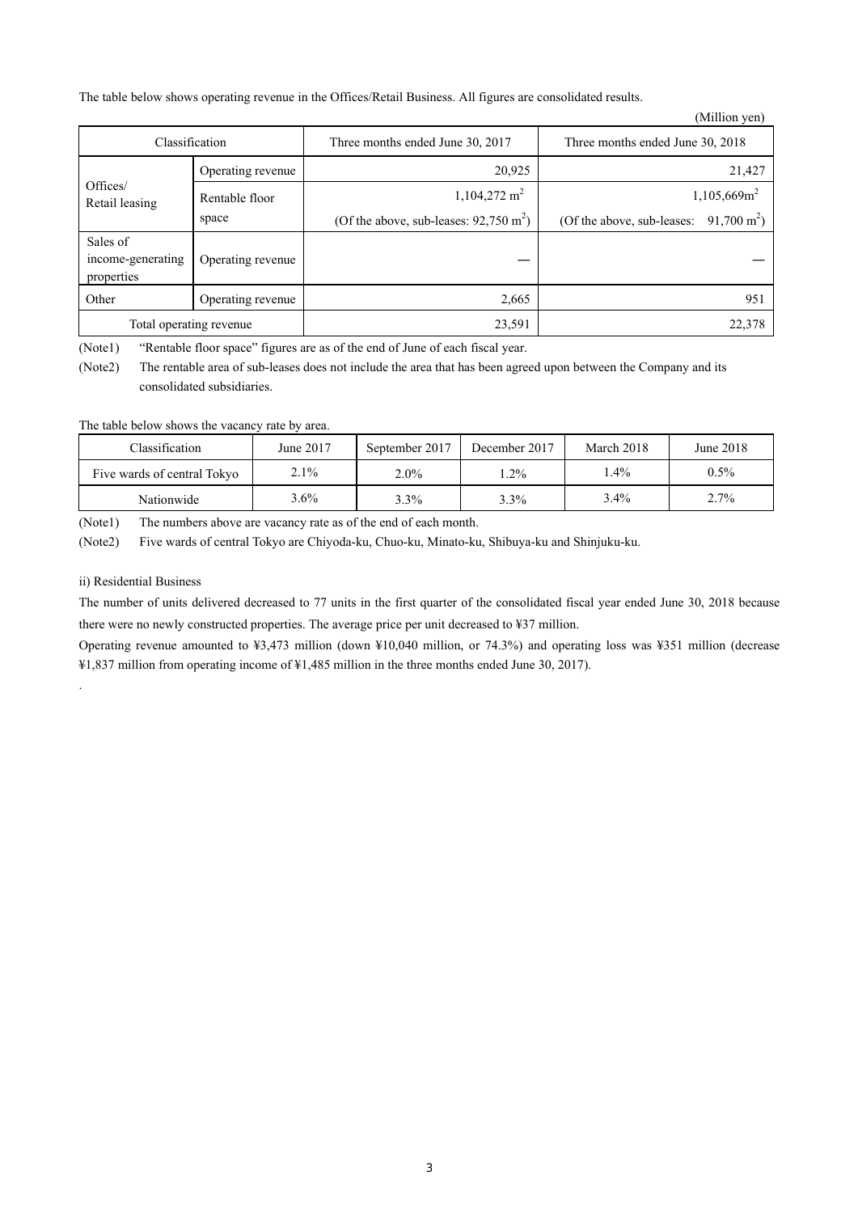The table below shows operating revenue in the Offices/Retail Business. All figures are consolidated results.

(Million yen)

| Classification | | Three months ended June 30, 2017 | Three months ended June 30, 2018 |
|---|---|---|---|
| Offices/ Retail leasing | Operating revenue | 20,925 | 21,427 |
| | Rentable floor space | 1,104,272 $m^2$ (Of the above, sub-leases: 92,750 $m^2$) | 1,105,669$m^2$ (Of the above, sub-leases: 91,700 $m^2$) |
| Sales of income-generating properties | Operating revenue | — | — |
| Other | Operating revenue | 2,665 | 951 |
| Total operating revenue | | 23,591 | 22,378 |

(Note1) "Rentable floor space" figures are as of the end of June of each fiscal year.

(Note2) The rentable area of sub-leases does not include the area that has been agreed upon between the Company and its consolidated subsidiaries.

The table below shows the vacancy rate by area.

| Classification | June 2017 | September 2017 | December 2017 | March 2018 | June 2018 |
|---|---|---|---|---|---|
| Five wards of central Tokyo | 2.1% | 2.0% | 1.2% | 1.4% | 0.5% |
| Nationwide | 3.6% | 3.3% | 3.3% | 3.4% | 2.7% |

(Note1) The numbers above are vacancy rate as of the end of each month.

(Note2) Five wards of central Tokyo are Chiyoda-ku, Chuo-ku, Minato-ku, Shibuya-ku and Shinjuku-ku.

ii) Residential Business

The number of units delivered decreased to 77 units in the first quarter of the consolidated fiscal year ended June 30, 2018 because there were no newly constructed properties. The average price per unit decreased to ¥37 million.

Operating revenue amounted to ¥3,473 million (down ¥10,040 million, or 74.3%) and operating loss was ¥351 million (decrease ¥1,837 million from operating income of ¥1,485 million in the three months ended June 30, 2017).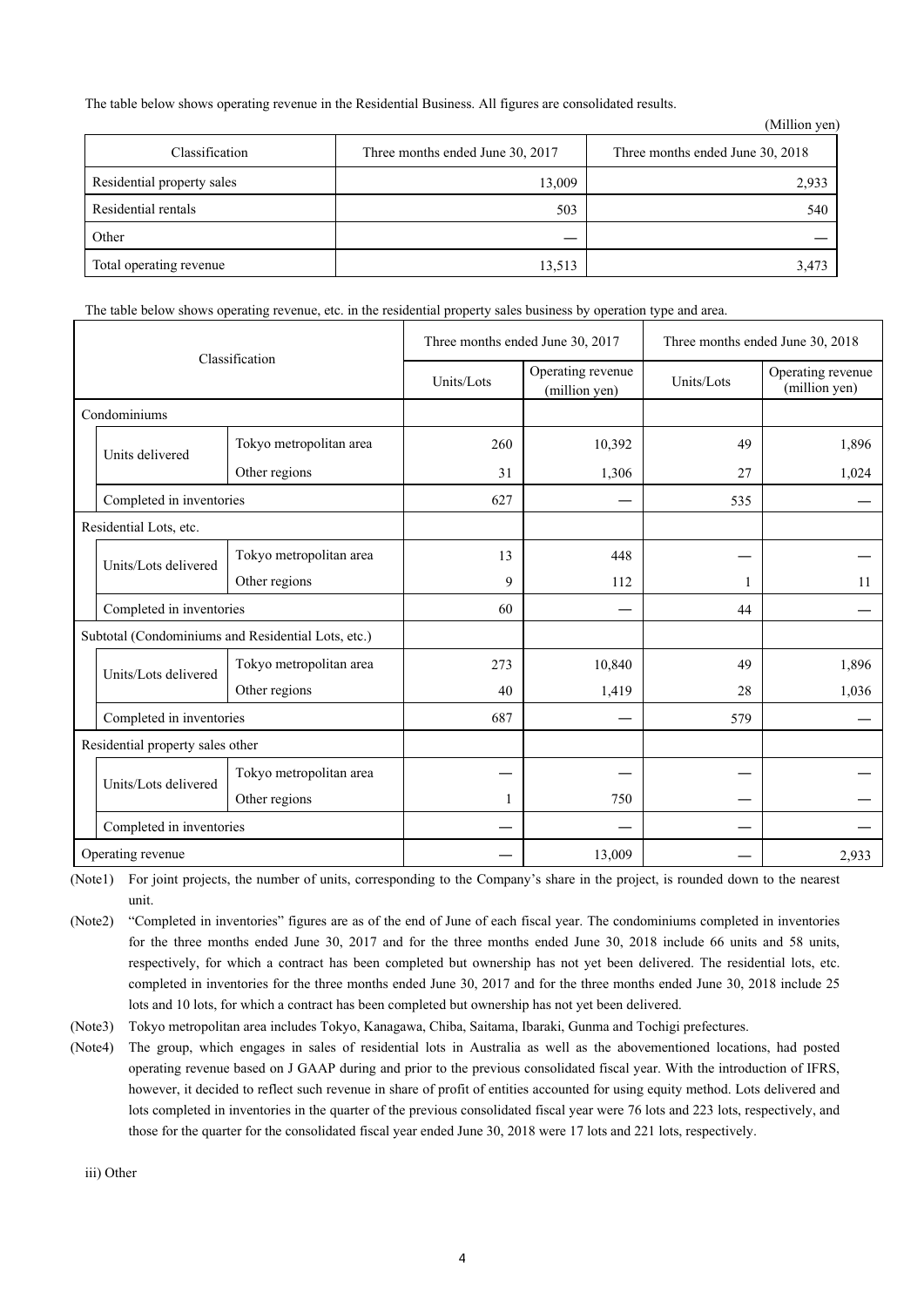The table below shows operating revenue in the Residential Business. All figures are consolidated results.

(Million yen)

| Classification | Three months ended June 30, 2017 | Three months ended June 30, 2018 |
| --- | --- | --- |
| Residential property sales | 13,009 | 2,933 |
| Residential rentals | 503 | 540 |
| Other | — | — |
| Total operating revenue | 13,513 | 3,473 |

The table below shows operating revenue, etc. in the residential property sales business by operation type and area.

| Classification | | Three months ended June 30, 2017 | | Three months ended June 30, 2018 | |
| --- | --- | --- | --- | --- | --- |
| | | Units/Lots | Operating revenue (million yen) | Units/Lots | Operating revenue (million yen) |
| Condominiums | | | | | |
| Units delivered | Tokyo metropolitan area | 260 | 10,392 | 49 | 1,896 |
| | Other regions | 31 | 1,306 | 27 | 1,024 |
| Completed in inventories | | 627 | — | 535 | — |
| Residential Lots, etc. | | | | | |
| Units/Lots delivered | Tokyo metropolitan area | 13 | 448 | — | — |
| | Other regions | 9 | 112 | 1 | 11 |
| Completed in inventories | | 60 | — | 44 | — |
| Subtotal (Condominiums and Residential Lots, etc.) | | | | | |
| Units/Lots delivered | Tokyo metropolitan area | 273 | 10,840 | 49 | 1,896 |
| | Other regions | 40 | 1,419 | 28 | 1,036 |
| Completed in inventories | | 687 | — | 579 | — |
| Residential property sales other | | | | | |
| Units/Lots delivered | Tokyo metropolitan area | — | — | — | — |
| | Other regions | 1 | 750 | — | — |
| Completed in inventories | | — | — | — | — |
| Operating revenue | | — | 13,009 | — | 2,933 |

(Note1) For joint projects, the number of units, corresponding to the Company's share in the project, is rounded down to the nearest unit.

(Note2) "Completed in inventories" figures are as of the end of June of each fiscal year. The condominiums completed in inventories for the three months ended June 30, 2017 and for the three months ended June 30, 2018 include 66 units and 58 units, respectively, for which a contract has been completed but ownership has not yet been delivered. The residential lots, etc. completed in inventories for the three months ended June 30, 2017 and for the three months ended June 30, 2018 include 25 lots and 10 lots, for which a contract has been completed but ownership has not yet been delivered.

(Note3) Tokyo metropolitan area includes Tokyo, Kanagawa, Chiba, Saitama, Ibaraki, Gunma and Tochigi prefectures.

(Note4) The group, which engages in sales of residential lots in Australia as well as the abovementioned locations, had posted operating revenue based on J GAAP during and prior to the previous consolidated fiscal year. With the introduction of IFRS, however, it decided to reflect such revenue in share of profit of entities accounted for using equity method. Lots delivered and lots completed in inventories in the quarter of the previous consolidated fiscal year were 76 lots and 223 lots, respectively, and those for the quarter for the consolidated fiscal year ended June 30, 2018 were 17 lots and 221 lots, respectively.

iii) Other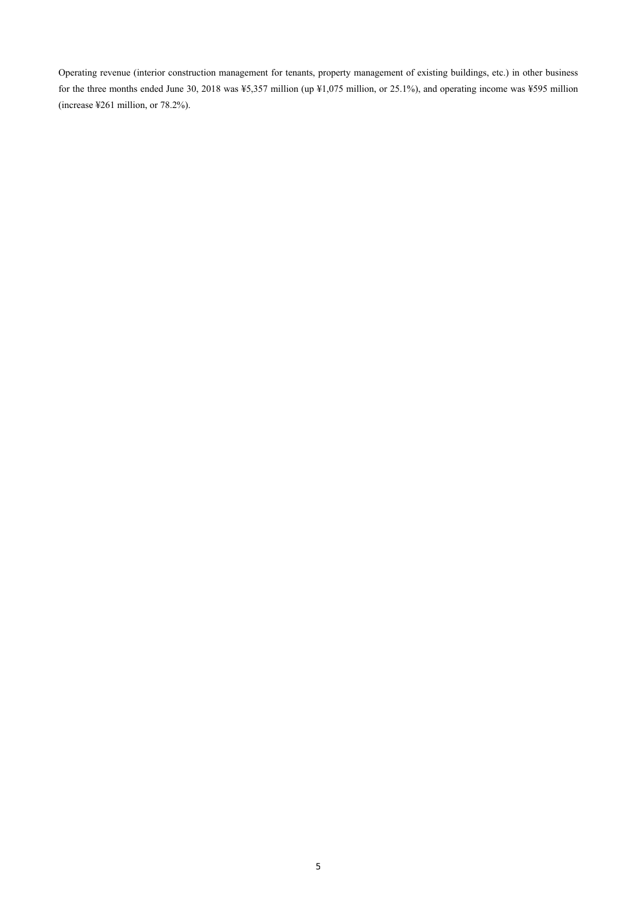Operating revenue (interior construction management for tenants, property management of existing buildings, etc.) in other business for the three months ended June 30, 2018 was ¥5,357 million (up ¥1,075 million, or 25.1%), and operating income was ¥595 million (increase ¥261 million, or 78.2%).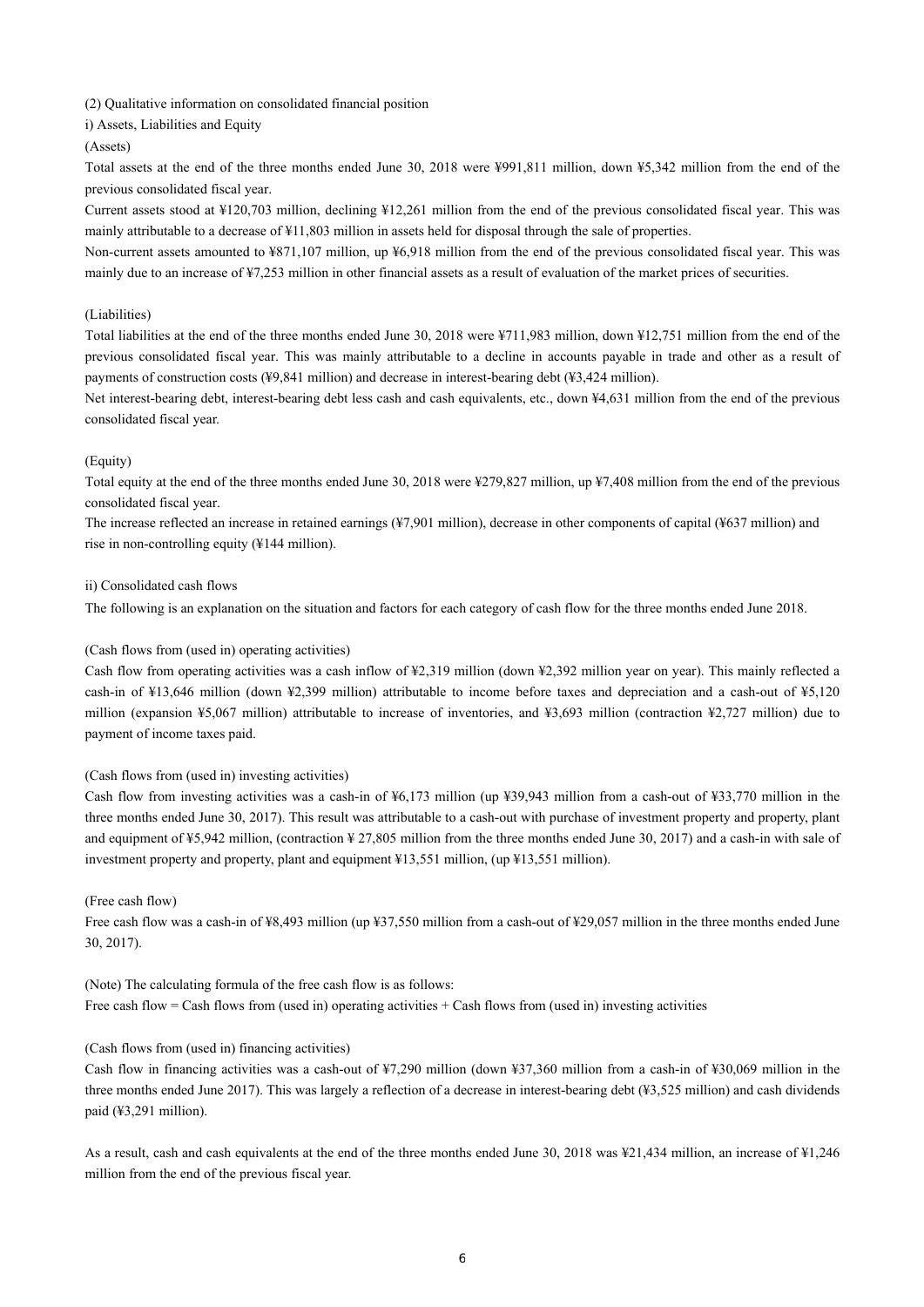(2) Qualitative information on consolidated financial position

i) Assets, Liabilities and Equity

(Assets)

Total assets at the end of the three months ended June 30, 2018 were ¥991,811 million, down ¥5,342 million from the end of the previous consolidated fiscal year.

Current assets stood at ¥120,703 million, declining ¥12,261 million from the end of the previous consolidated fiscal year. This was mainly attributable to a decrease of ¥11,803 million in assets held for disposal through the sale of properties.

Non-current assets amounted to ¥871,107 million, up ¥6,918 million from the end of the previous consolidated fiscal year. This was mainly due to an increase of ¥7,253 million in other financial assets as a result of evaluation of the market prices of securities.

(Liabilities)

Total liabilities at the end of the three months ended June 30, 2018 were ¥711,983 million, down ¥12,751 million from the end of the previous consolidated fiscal year. This was mainly attributable to a decline in accounts payable in trade and other as a result of payments of construction costs (¥9,841 million) and decrease in interest-bearing debt (¥3,424 million).

Net interest-bearing debt, interest-bearing debt less cash and cash equivalents, etc., down ¥4,631 million from the end of the previous consolidated fiscal year.

(Equity)

Total equity at the end of the three months ended June 30, 2018 were ¥279,827 million, up ¥7,408 million from the end of the previous consolidated fiscal year.

The increase reflected an increase in retained earnings (¥7,901 million), decrease in other components of capital (¥637 million) and rise in non-controlling equity (¥144 million).

ii) Consolidated cash flows

The following is an explanation on the situation and factors for each category of cash flow for the three months ended June 2018.

(Cash flows from (used in) operating activities)

Cash flow from operating activities was a cash inflow of ¥2,319 million (down ¥2,392 million year on year). This mainly reflected a cash-in of ¥13,646 million (down ¥2,399 million) attributable to income before taxes and depreciation and a cash-out of ¥5,120 million (expansion ¥5,067 million) attributable to increase of inventories, and ¥3,693 million (contraction ¥2,727 million) due to payment of income taxes paid.

(Cash flows from (used in) investing activities)

Cash flow from investing activities was a cash-in of ¥6,173 million (up ¥39,943 million from a cash-out of ¥33,770 million in the three months ended June 30, 2017). This result was attributable to a cash-out with purchase of investment property and property, plant and equipment of ¥5,942 million, (contraction ¥ 27,805 million from the three months ended June 30, 2017) and a cash-in with sale of investment property and property, plant and equipment ¥13,551 million, (up ¥13,551 million).

(Free cash flow)

Free cash flow was a cash-in of ¥8,493 million (up ¥37,550 million from a cash-out of ¥29,057 million in the three months ended June 30, 2017).

(Note) The calculating formula of the free cash flow is as follows:

Free cash flow = Cash flows from (used in) operating activities + Cash flows from (used in) investing activities

(Cash flows from (used in) financing activities)

Cash flow in financing activities was a cash-out of ¥7,290 million (down ¥37,360 million from a cash-in of ¥30,069 million in the three months ended June 2017). This was largely a reflection of a decrease in interest-bearing debt (¥3,525 million) and cash dividends paid (¥3,291 million).

As a result, cash and cash equivalents at the end of the three months ended June 30, 2018 was ¥21,434 million, an increase of ¥1,246 million from the end of the previous fiscal year.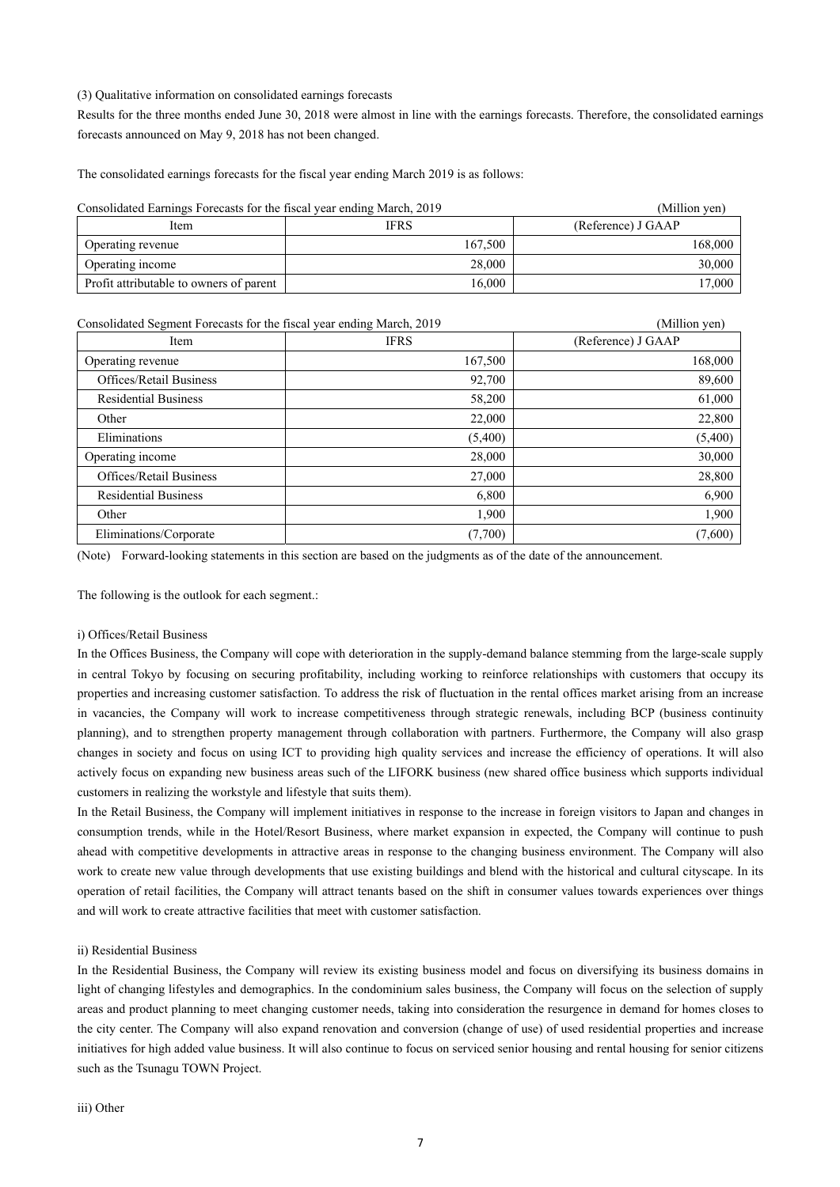### (3) Qualitative information on consolidated earnings forecasts

Results for the three months ended June 30, 2018 were almost in line with the earnings forecasts. Therefore, the consolidated earnings forecasts announced on May 9, 2018 has not been changed.

The consolidated earnings forecasts for the fiscal year ending March 2019 is as follows:

Consolidated Earnings Forecasts for the fiscal year ending March, 2019 (Million yen)

| Item | IFRS | (Reference) J GAAP |
|---|---|---|
| Operating revenue | 167,500 | 168,000 |
| Operating income | 28,000 | 30,000 |
| Profit attributable to owners of parent | 16,000 | 17,000 |

Consolidated Segment Forecasts for the fiscal year ending March, 2019 (Million yen)

| Item | IFRS | (Reference) J GAAP |
|---|---|---|
| Operating revenue | 167,500 | 168,000 |
| Offices/Retail Business | 92,700 | 89,600 |
| Residential Business | 58,200 | 61,000 |
| Other | 22,000 | 22,800 |
| Eliminations | (5,400) | (5,400) |
| Operating income | 28,000 | 30,000 |
| Offices/Retail Business | 27,000 | 28,800 |
| Residential Business | 6,800 | 6,900 |
| Other | 1,900 | 1,900 |
| Eliminations/Corporate | (7,700) | (7,600) |

(Note) Forward-looking statements in this section are based on the judgments as of the date of the announcement.

The following is the outlook for each segment.:

#### i) Offices/Retail Business

In the Offices Business, the Company will cope with deterioration in the supply-demand balance stemming from the large-scale supply in central Tokyo by focusing on securing profitability, including working to reinforce relationships with customers that occupy its properties and increasing customer satisfaction. To address the risk of fluctuation in the rental offices market arising from an increase in vacancies, the Company will work to increase competitiveness through strategic renewals, including BCP (business continuity planning), and to strengthen property management through collaboration with partners. Furthermore, the Company will also grasp changes in society and focus on using ICT to providing high quality services and increase the efficiency of operations. It will also actively focus on expanding new business areas such of the LIFORK business (new shared office business which supports individual customers in realizing the workstyle and lifestyle that suits them).

In the Retail Business, the Company will implement initiatives in response to the increase in foreign visitors to Japan and changes in consumption trends, while in the Hotel/Resort Business, where market expansion in expected, the Company will continue to push ahead with competitive developments in attractive areas in response to the changing business environment. The Company will also work to create new value through developments that use existing buildings and blend with the historical and cultural cityscape. In its operation of retail facilities, the Company will attract tenants based on the shift in consumer values towards experiences over things and will work to create attractive facilities that meet with customer satisfaction.

#### ii) Residential Business

In the Residential Business, the Company will review its existing business model and focus on diversifying its business domains in light of changing lifestyles and demographics. In the condominium sales business, the Company will focus on the selection of supply areas and product planning to meet changing customer needs, taking into consideration the resurgence in demand for homes closes to the city center. The Company will also expand renovation and conversion (change of use) of used residential properties and increase initiatives for high added value business. It will also continue to focus on serviced senior housing and rental housing for senior citizens such as the Tsunagu TOWN Project.

#### iii) Other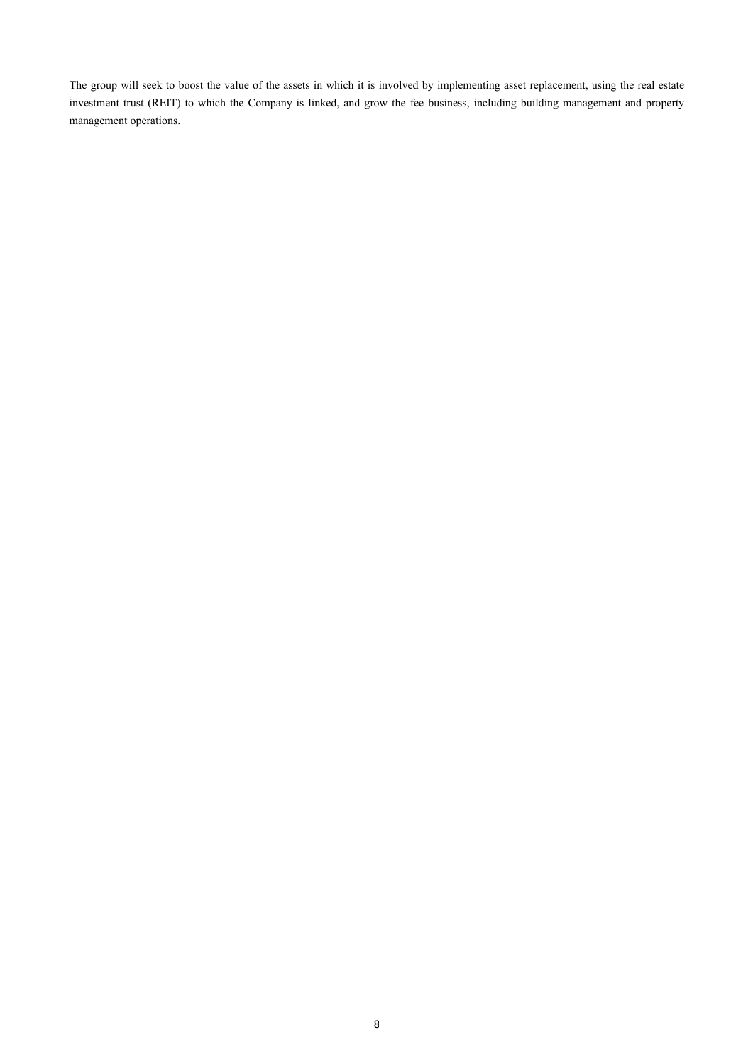The group will seek to boost the value of the assets in which it is involved by implementing asset replacement, using the real estate investment trust (REIT) to which the Company is linked, and grow the fee business, including building management and property management operations.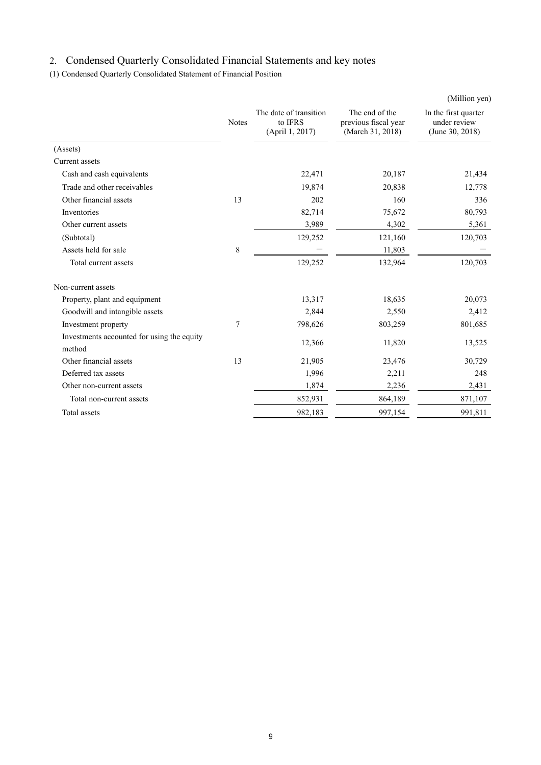## 2. Condensed Quarterly Consolidated Financial Statements and key notes

(1) Condensed Quarterly Consolidated Statement of Financial Position

(Million yen)

| | Notes | The date of transition to IFRS (April 1, 2017) | The end of the previous fiscal year (March 31, 2018) | In the first quarter under review (June 30, 2018) |
|---|---|---|---|---|
| (Assets) | | | | |
| Current assets | | | | |
| Cash and cash equivalents | | 22,471 | 20,187 | 21,434 |
| Trade and other receivables | | 19,874 | 20,838 | 12,778 |
| Other financial assets | 13 | 202 | 160 | 336 |
| Inventories | | 82,714 | 75,672 | 80,793 |
| Other current assets | | 3,989 | 4,302 | 5,361 |
| (Subtotal) | | 129,252 | 121,160 | 120,703 |
| Assets held for sale | 8 | — | 11,803 | — |
| Total current assets | | 129,252 | 132,964 | 120,703 |
| Non-current assets | | | | |
| Property, plant and equipment | | 13,317 | 18,635 | 20,073 |
| Goodwill and intangible assets | | 2,844 | 2,550 | 2,412 |
| Investment property | 7 | 798,626 | 803,259 | 801,685 |
| Investments accounted for using the equity method | | 12,366 | 11,820 | 13,525 |
| Other financial assets | 13 | 21,905 | 23,476 | 30,729 |
| Deferred tax assets | | 1,996 | 2,211 | 248 |
| Other non-current assets | | 1,874 | 2,236 | 2,431 |
| Total non-current assets | | 852,931 | 864,189 | 871,107 |
| Total assets | | 982,183 | 997,154 | 991,811 |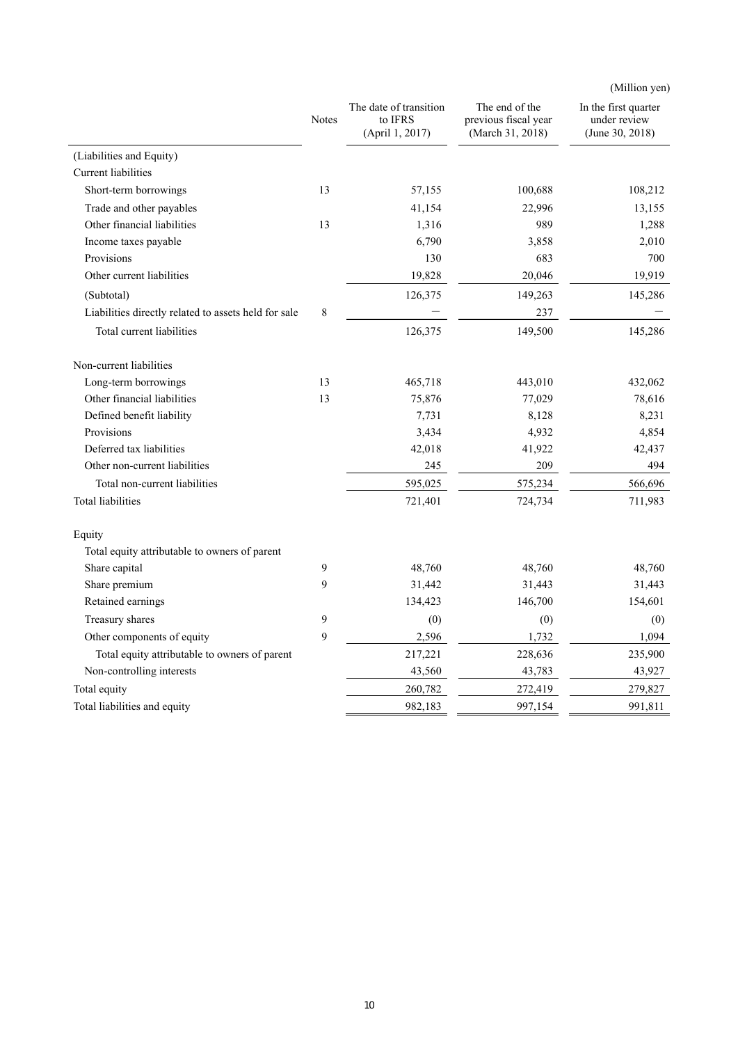(Million yen)

| | Notes | The date of transition to IFRS (April 1, 2017) | The end of the previous fiscal year (March 31, 2018) | In the first quarter under review (June 30, 2018) |
|---|---|---|---|---|
| (Liabilities and Equity) | | | | |
| Current liabilities | | | | |
| Short-term borrowings | 13 | 57,155 | 100,688 | 108,212 |
| Trade and other payables | | 41,154 | 22,996 | 13,155 |
| Other financial liabilities | 13 | 1,316 | 989 | 1,288 |
| Income taxes payable | | 6,790 | 3,858 | 2,010 |
| Provisions | | 130 | 683 | 700 |
| Other current liabilities | | 19,828 | 20,046 | 19,919 |
| (Subtotal) | | 126,375 | 149,263 | 145,286 |
| Liabilities directly related to assets held for sale | 8 | — | 237 | — |
| Total current liabilities | | 126,375 | 149,500 | 145,286 |
| Non-current liabilities | | | | |
| Long-term borrowings | 13 | 465,718 | 443,010 | 432,062 |
| Other financial liabilities | 13 | 75,876 | 77,029 | 78,616 |
| Defined benefit liability | | 7,731 | 8,128 | 8,231 |
| Provisions | | 3,434 | 4,932 | 4,854 |
| Deferred tax liabilities | | 42,018 | 41,922 | 42,437 |
| Other non-current liabilities | | 245 | 209 | 494 |
| Total non-current liabilities | | 595,025 | 575,234 | 566,696 |
| Total liabilities | | 721,401 | 724,734 | 711,983 |
| Equity | | | | |
| Total equity attributable to owners of parent | | | | |
| Share capital | 9 | 48,760 | 48,760 | 48,760 |
| Share premium | 9 | 31,442 | 31,443 | 31,443 |
| Retained earnings | | 134,423 | 146,700 | 154,601 |
| Treasury shares | 9 | (0) | (0) | (0) |
| Other components of equity | 9 | 2,596 | 1,732 | 1,094 |
| Total equity attributable to owners of parent | | 217,221 | 228,636 | 235,900 |
| Non-controlling interests | | 43,560 | 43,783 | 43,927 |
| Total equity | | 260,782 | 272,419 | 279,827 |
| Total liabilities and equity | | 982,183 | 997,154 | 991,811 |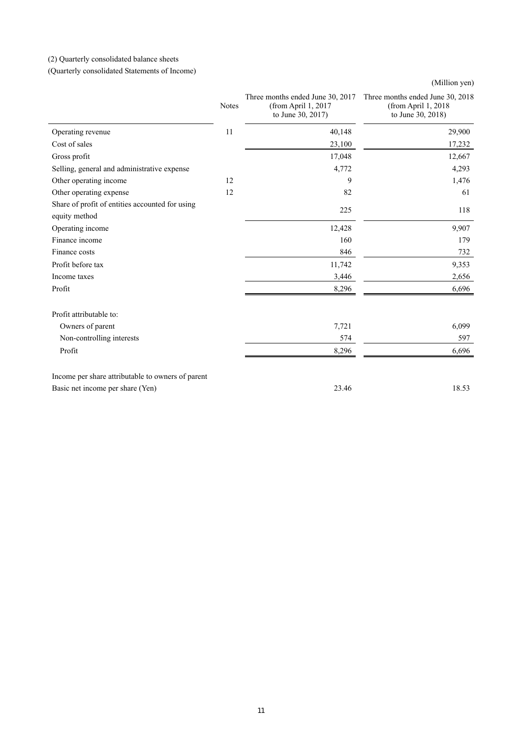(2) Quarterly consolidated balance sheets

(Quarterly consolidated Statements of Income)

(Million yen)

| | Notes | Three months ended June 30, 2017 (from April 1, 2017 to June 30, 2017) | Three months ended June 30, 2018 (from April 1, 2018 to June 30, 2018) |
|---|---|---|---|
| Operating revenue | 11 | 40,148 | 29,900 |
| Cost of sales | | 23,100 | 17,232 |
| Gross profit | | 17,048 | 12,667 |
| Selling, general and administrative expense | | 4,772 | 4,293 |
| Other operating income | 12 | 9 | 1,476 |
| Other operating expense | 12 | 82 | 61 |
| Share of profit of entities accounted for using equity method | | 225 | 118 |
| Operating income | | 12,428 | 9,907 |
| Finance income | | 160 | 179 |
| Finance costs | | 846 | 732 |
| Profit before tax | | 11,742 | 9,353 |
| Income taxes | | 3,446 | 2,656 |
| Profit | | 8,296 | 6,696 |
| | | | |
| Profit attributable to: | | | |
| Owners of parent | | 7,721 | 6,099 |
| Non-controlling interests | | 574 | 597 |
| Profit | | 8,296 | 6,696 |
| | | | |
| Income per share attributable to owners of parent | | | |
| Basic net income per share (Yen) | | 23.46 | 18.53 |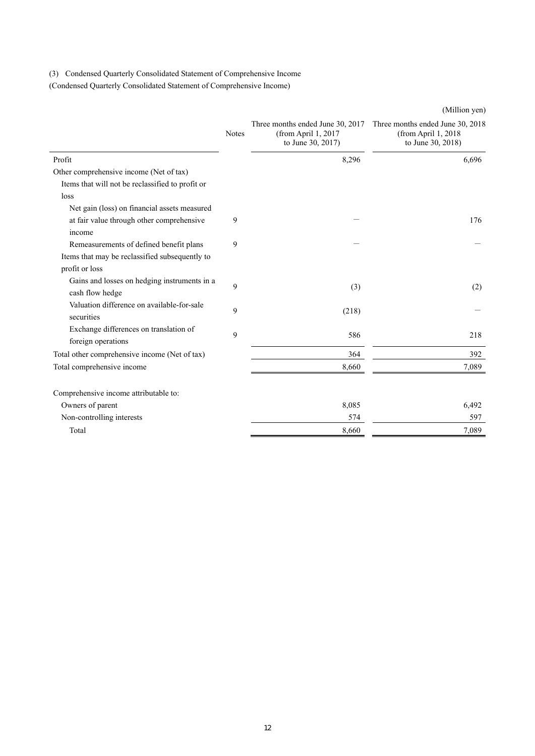(3) Condensed Quarterly Consolidated Statement of Comprehensive Income

(Condensed Quarterly Consolidated Statement of Comprehensive Income)

(Million yen)

| | Notes | Three months ended June 30, 2017 (from April 1, 2017 to June 30, 2017) | Three months ended June 30, 2018 (from April 1, 2018 to June 30, 2018) |
|---|---|---|---|
| Profit | | 8,296 | 6,696 |
| Other comprehensive income (Net of tax) | | | |
| Items that will not be reclassified to profit or loss | | | |
| Net gain (loss) on financial assets measured at fair value through other comprehensive income | 9 | – | 176 |
| Remeasurements of defined benefit plans | 9 | – | – |
| Items that may be reclassified subsequently to profit or loss | | | |
| Gains and losses on hedging instruments in a cash flow hedge | 9 | (3) | (2) |
| Valuation difference on available-for-sale securities | 9 | (218) | – |
| Exchange differences on translation of foreign operations | 9 | 586 | 218 |
| Total other comprehensive income (Net of tax) | | 364 | 392 |
| Total comprehensive income | | 8,660 | 7,089 |
| | | | |
| Comprehensive income attributable to: | | | |
| Owners of parent | | 8,085 | 6,492 |
| Non-controlling interests | | 574 | 597 |
| Total | | 8,660 | 7,089 |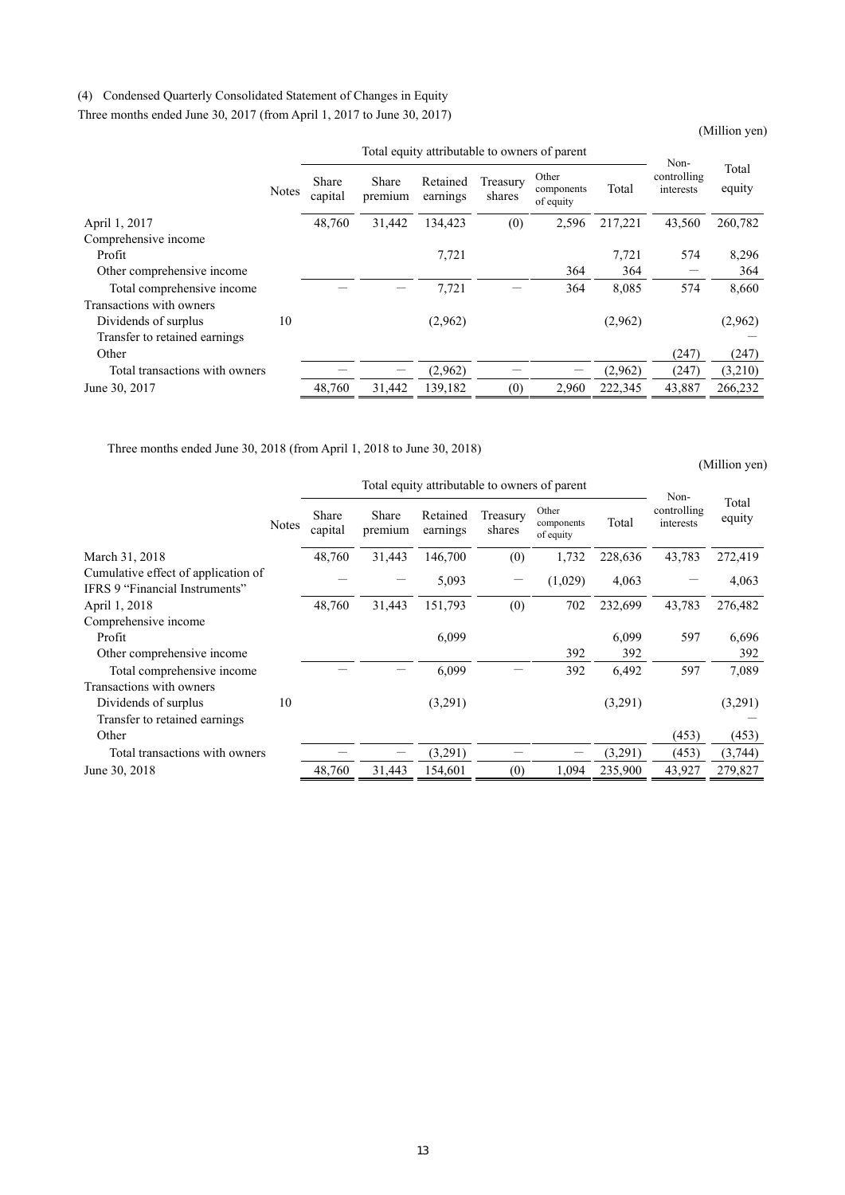(4) Condensed Quarterly Consolidated Statement of Changes in Equity

Three months ended June 30, 2017 (from April 1, 2017 to June 30, 2017)

(Million yen)

| | Notes | Total equity attributable to owners of parent | | | | | | Non-controlling interests | Total equity |
|---|---|---|---|---|---|---|---|---|---|
| | | Share capital | Share premium | Retained earnings | Treasury shares | Other components of equity | Total | | |
| April 1, 2017 | | 48,760 | 31,442 | 134,423 | (0) | 2,596 | 217,221 | 43,560 | 260,782 |
| Comprehensive income | | | | | | | | | |
| Profit | | | | 7,721 | | | 7,721 | 574 | 8,296 |
| Other comprehensive income | | | | | | 364 | 364 | － | 364 |
| Total comprehensive income | | － | － | 7,721 | － | 364 | 8,085 | 574 | 8,660 |
| Transactions with owners | | | | | | | | | |
| Dividends of surplus | 10 | | | (2,962) | | | (2,962) | | (2,962) |
| Transfer to retained earnings | | | | | | | | | － |
| Other | | | | | | | | (247) | (247) |
| Total transactions with owners | | － | － | (2,962) | － | － | (2,962) | (247) | (3,210) |
| June 30, 2017 | | 48,760 | 31,442 | 139,182 | (0) | 2,960 | 222,345 | 43,887 | 266,232 |

Three months ended June 30, 2018 (from April 1, 2018 to June 30, 2018)

(Million yen)

| | Notes | Total equity attributable to owners of parent | | | | | | Non-controlling interests | Total equity |
|---|---|---|---|---|---|---|---|---|---|
| | | Share capital | Share premium | Retained earnings | Treasury shares | Other components of equity | Total | | |
| March 31, 2018 | | 48,760 | 31,443 | 146,700 | (0) | 1,732 | 228,636 | 43,783 | 272,419 |
| Cumulative effect of application of IFRS 9 "Financial Instruments" | | － | － | 5,093 | － | (1,029) | 4,063 | － | 4,063 |
| April 1, 2018 | | 48,760 | 31,443 | 151,793 | (0) | 702 | 232,699 | 43,783 | 276,482 |
| Comprehensive income | | | | | | | | | |
| Profit | | | | 6,099 | | | 6,099 | 597 | 6,696 |
| Other comprehensive income | | | | | | 392 | 392 | | 392 |
| Total comprehensive income | | － | － | 6,099 | － | 392 | 6,492 | 597 | 7,089 |
| Transactions with owners | | | | | | | | | |
| Dividends of surplus | 10 | | | (3,291) | | | (3,291) | | (3,291) |
| Transfer to retained earnings | | | | | | | | | － |
| Other | | | | | | | | (453) | (453) |
| Total transactions with owners | | － | － | (3,291) | － | － | (3,291) | (453) | (3,744) |
| June 30, 2018 | | 48,760 | 31,443 | 154,601 | (0) | 1,094 | 235,900 | 43,927 | 279,827 |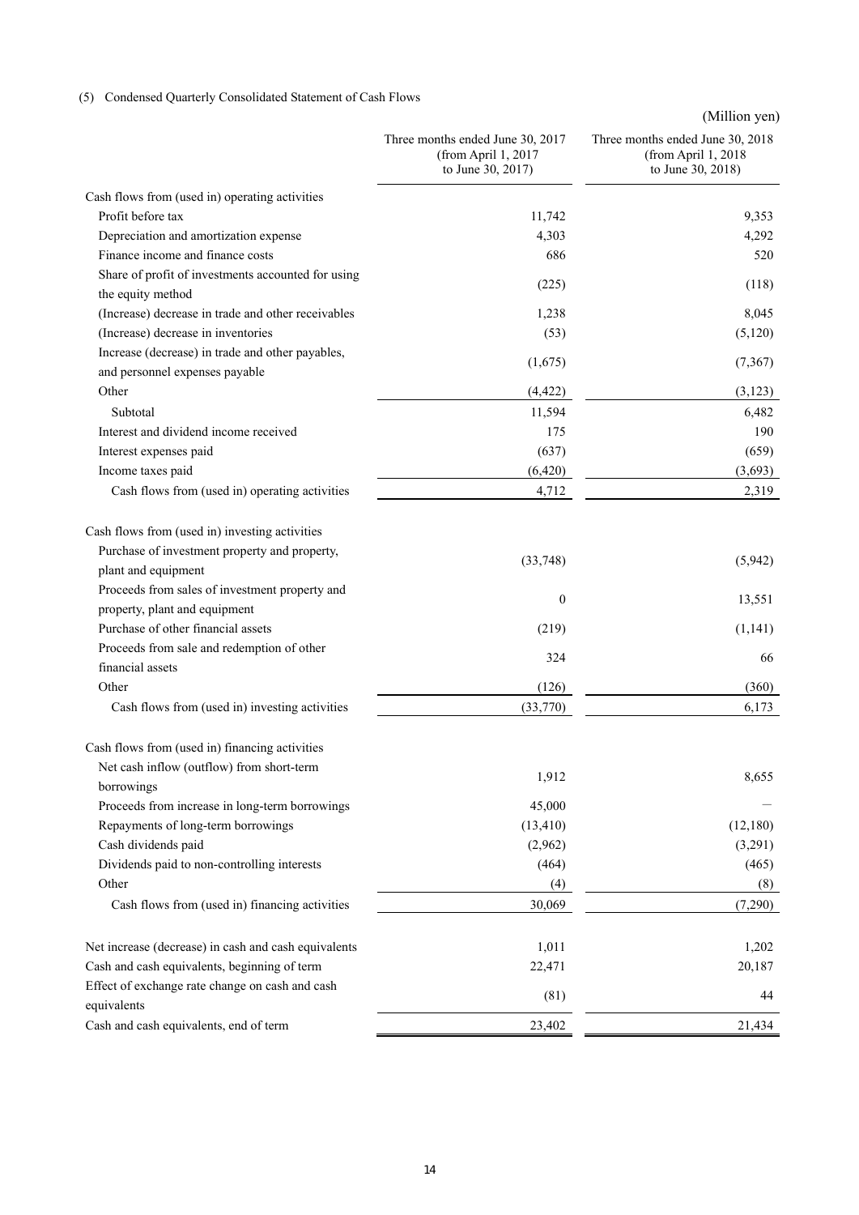(5) Condensed Quarterly Consolidated Statement of Cash Flows

(Million yen)

| | Three months ended June 30, 2017 (from April 1, 2017 to June 30, 2017) | Three months ended June 30, 2018 (from April 1, 2018 to June 30, 2018) |
|---|---|---|
| Cash flows from (used in) operating activities | | |
| Profit before tax | 11,742 | 9,353 |
| Depreciation and amortization expense | 4,303 | 4,292 |
| Finance income and finance costs | 686 | 520 |
| Share of profit of investments accounted for using the equity method | (225) | (118) |
| (Increase) decrease in trade and other receivables | 1,238 | 8,045 |
| (Increase) decrease in inventories | (53) | (5,120) |
| Increase (decrease) in trade and other payables, and personnel expenses payable | (1,675) | (7,367) |
| Other | (4,422) | (3,123) |
| Subtotal | 11,594 | 6,482 |
| Interest and dividend income received | 175 | 190 |
| Interest expenses paid | (637) | (659) |
| Income taxes paid | (6,420) | (3,693) |
| Cash flows from (used in) operating activities | 4,712 | 2,319 |
| Cash flows from (used in) investing activities | | |
| Purchase of investment property and property, plant and equipment | (33,748) | (5,942) |
| Proceeds from sales of investment property and property, plant and equipment | 0 | 13,551 |
| Purchase of other financial assets | (219) | (1,141) |
| Proceeds from sale and redemption of other financial assets | 324 | 66 |
| Other | (126) | (360) |
| Cash flows from (used in) investing activities | (33,770) | 6,173 |
| Cash flows from (used in) financing activities | | |
| Net cash inflow (outflow) from short-term borrowings | 1,912 | 8,655 |
| Proceeds from increase in long-term borrowings | 45,000 | — |
| Repayments of long-term borrowings | (13,410) | (12,180) |
| Cash dividends paid | (2,962) | (3,291) |
| Dividends paid to non-controlling interests | (464) | (465) |
| Other | (4) | (8) |
| Cash flows from (used in) financing activities | 30,069 | (7,290) |
| Net increase (decrease) in cash and cash equivalents | 1,011 | 1,202 |
| Cash and cash equivalents, beginning of term | 22,471 | 20,187 |
| Effect of exchange rate change on cash and cash equivalents | (81) | 44 |
| Cash and cash equivalents, end of term | 23,402 | 21,434 |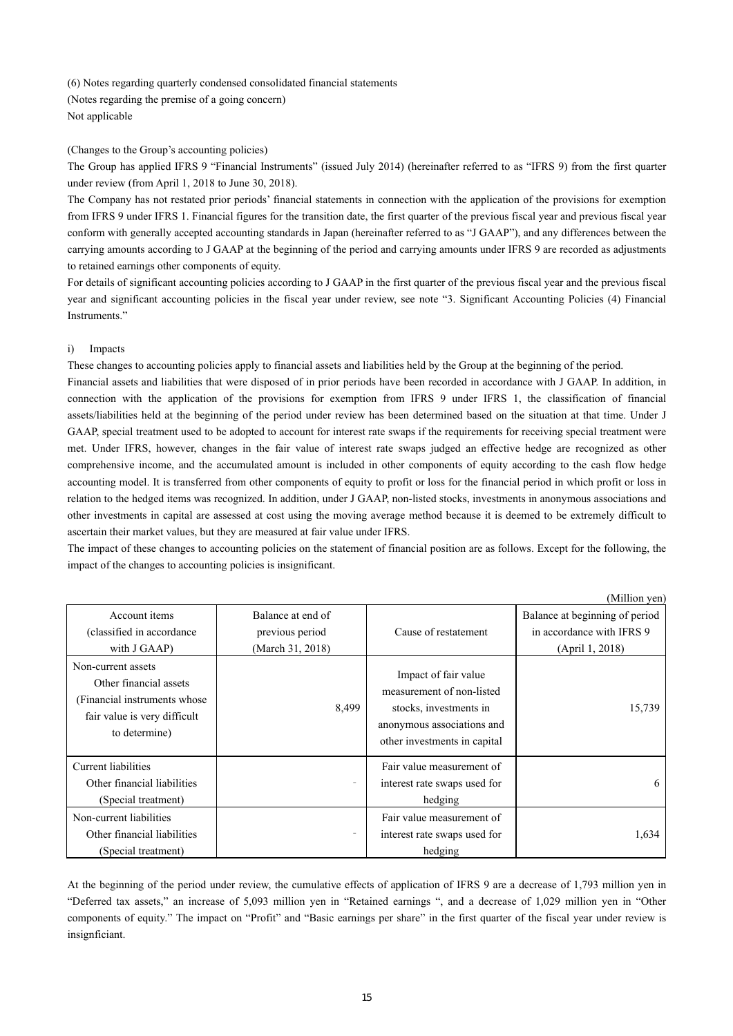(6) Notes regarding quarterly condensed consolidated financial statements

(Notes regarding the premise of a going concern)

Not applicable

(Changes to the Group's accounting policies)

The Group has applied IFRS 9 "Financial Instruments" (issued July 2014) (hereinafter referred to as "IFRS 9) from the first quarter under review (from April 1, 2018 to June 30, 2018).

The Company has not restated prior periods' financial statements in connection with the application of the provisions for exemption from IFRS 9 under IFRS 1. Financial figures for the transition date, the first quarter of the previous fiscal year and previous fiscal year conform with generally accepted accounting standards in Japan (hereinafter referred to as "J GAAP"), and any differences between the carrying amounts according to J GAAP at the beginning of the period and carrying amounts under IFRS 9 are recorded as adjustments to retained earnings other components of equity.

For details of significant accounting policies according to J GAAP in the first quarter of the previous fiscal year and the previous fiscal year and significant accounting policies in the fiscal year under review, see note "3. Significant Accounting Policies (4) Financial Instruments."

i) Impacts

These changes to accounting policies apply to financial assets and liabilities held by the Group at the beginning of the period.

Financial assets and liabilities that were disposed of in prior periods have been recorded in accordance with J GAAP. In addition, in connection with the application of the provisions for exemption from IFRS 9 under IFRS 1, the classification of financial assets/liabilities held at the beginning of the period under review has been determined based on the situation at that time. Under J GAAP, special treatment used to be adopted to account for interest rate swaps if the requirements for receiving special treatment were met. Under IFRS, however, changes in the fair value of interest rate swaps judged an effective hedge are recognized as other comprehensive income, and the accumulated amount is included in other components of equity according to the cash flow hedge accounting model. It is transferred from other components of equity to profit or loss for the financial period in which profit or loss in relation to the hedged items was recognized. In addition, under J GAAP, non-listed stocks, investments in anonymous associations and other investments in capital are assessed at cost using the moving average method because it is deemed to be extremely difficult to ascertain their market values, but they are measured at fair value under IFRS.

The impact of these changes to accounting policies on the statement of financial position are as follows. Except for the following, the impact of the changes to accounting policies is insignificant.

(Million yen)

| Account items (classified in accordance with J GAAP) | Balance at end of previous period (March 31, 2018) | Cause of restatement | Balance at beginning of period in accordance with IFRS 9 (April 1, 2018) |
|---|---|---|---|
| Non-current assets<br>Other financial assets<br>(Financial instruments whose fair value is very difficult to determine) | 8,499 | Impact of fair value measurement of non-listed stocks, investments in anonymous associations and other investments in capital | 15,739 |
| Current liabilities<br>Other financial liabilities<br>(Special treatment) | - | Fair value measurement of interest rate swaps used for hedging | 6 |
| Non-current liabilities<br>Other financial liabilities<br>(Special treatment) | - | Fair value measurement of interest rate swaps used for hedging | 1,634 |

At the beginning of the period under review, the cumulative effects of application of IFRS 9 are a decrease of 1,793 million yen in "Deferred tax assets," an increase of 5,093 million yen in "Retained earnings ", and a decrease of 1,029 million yen in "Other components of equity." The impact on "Profit" and "Basic earnings per share" in the first quarter of the fiscal year under review is insignficiant.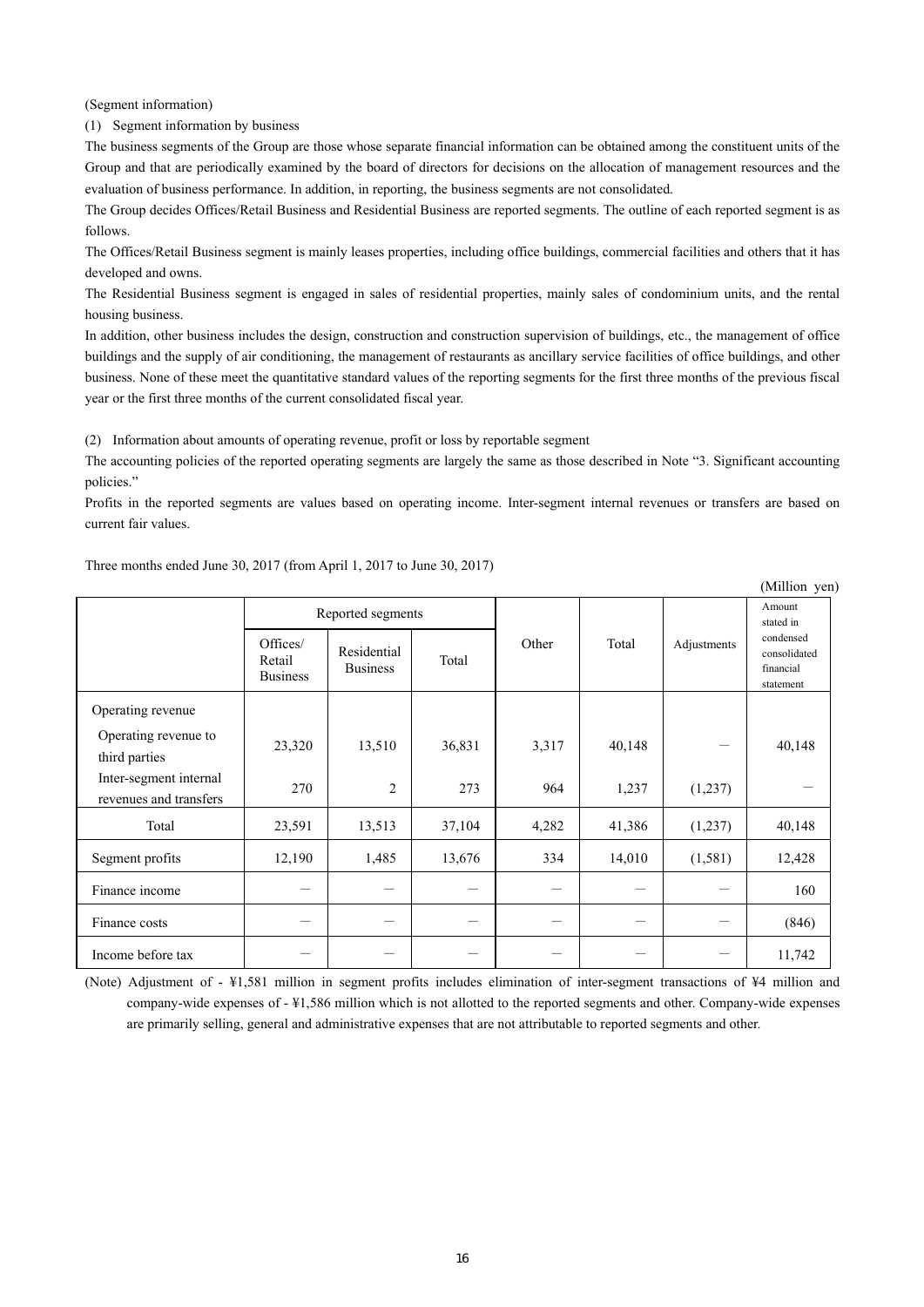(Segment information)

(1) Segment information by business

The business segments of the Group are those whose separate financial information can be obtained among the constituent units of the Group and that are periodically examined by the board of directors for decisions on the allocation of management resources and the evaluation of business performance. In addition, in reporting, the business segments are not consolidated.

The Group decides Offices/Retail Business and Residential Business are reported segments. The outline of each reported segment is as follows.

The Offices/Retail Business segment is mainly leases properties, including office buildings, commercial facilities and others that it has developed and owns.

The Residential Business segment is engaged in sales of residential properties, mainly sales of condominium units, and the rental housing business.

In addition, other business includes the design, construction and construction supervision of buildings, etc., the management of office buildings and the supply of air conditioning, the management of restaurants as ancillary service facilities of office buildings, and other business. None of these meet the quantitative standard values of the reporting segments for the first three months of the previous fiscal year or the first three months of the current consolidated fiscal year.

(2) Information about amounts of operating revenue, profit or loss by reportable segment

The accounting policies of the reported operating segments are largely the same as those described in Note "3. Significant accounting policies."

Profits in the reported segments are values based on operating income. Inter-segment internal revenues or transfers are based on current fair values.

Three months ended June 30, 2017 (from April 1, 2017 to June 30, 2017)

(Million yen)

| | Reported segments | | | Other | Total | Adjustments | Amount stated in condensed consolidated financial statement |
|---|---|---|---|---|---|---|---|
| | Offices/ Retail Business | Residential Business | Total | | | | |
| Operating revenue | | | | | | | |
| Operating revenue to third parties | 23,320 | 13,510 | 36,831 | 3,317 | 40,148 | － | 40,148 |
| Inter-segment internal revenues and transfers | 270 | 2 | 273 | 964 | 1,237 | (1,237) | － |
| Total | 23,591 | 13,513 | 37,104 | 4,282 | 41,386 | (1,237) | 40,148 |
| Segment profits | 12,190 | 1,485 | 13,676 | 334 | 14,010 | (1,581) | 12,428 |
| Finance income | － | － | － | － | － | － | 160 |
| Finance costs | － | － | － | － | － | － | (846) |
| Income before tax | － | － | － | － | － | － | 11,742 |

(Note) Adjustment of - ¥1,581 million in segment profits includes elimination of inter-segment transactions of ¥4 million and company-wide expenses of - ¥1,586 million which is not allotted to the reported segments and other. Company-wide expenses are primarily selling, general and administrative expenses that are not attributable to reported segments and other.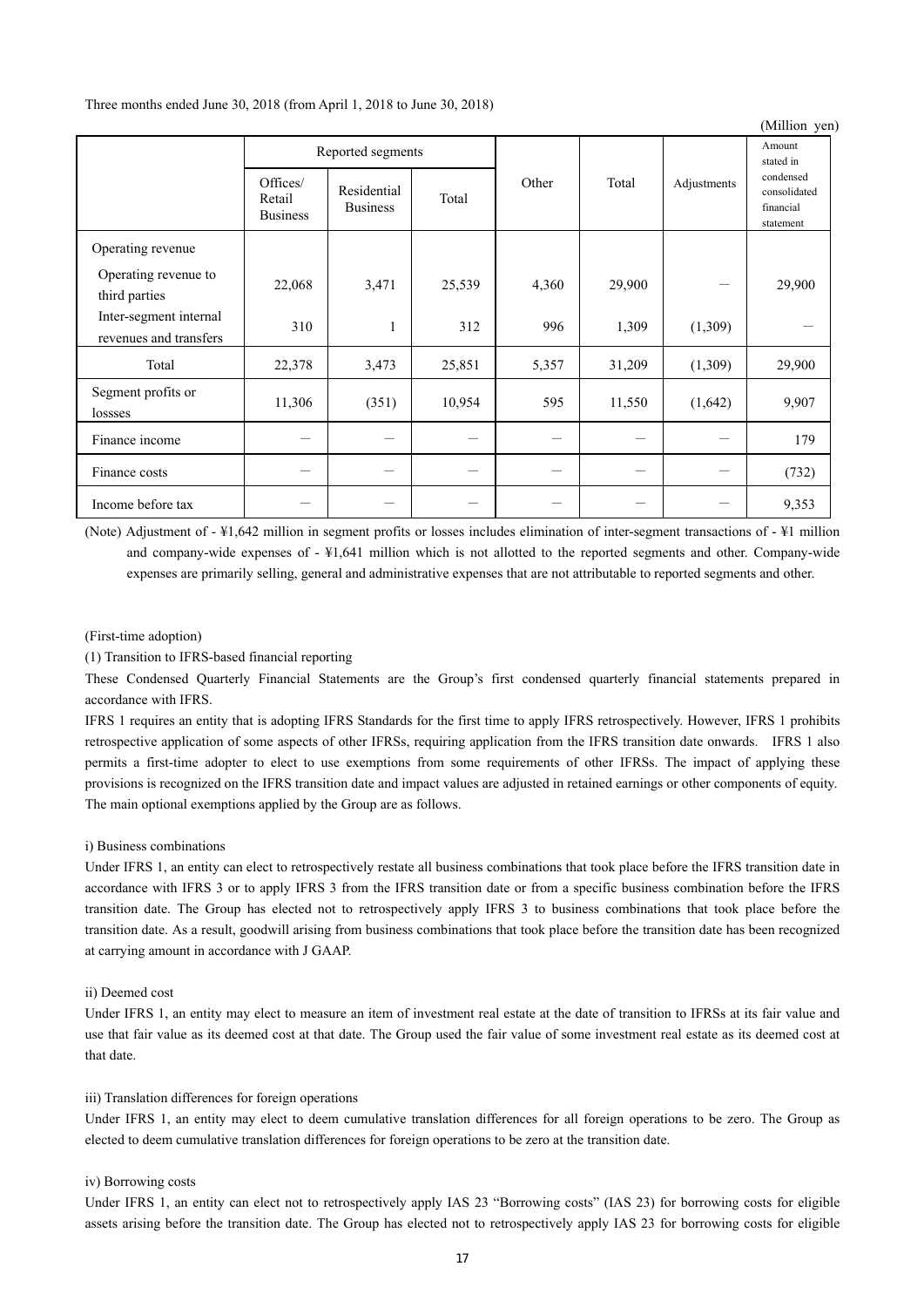Three months ended June 30, 2018 (from April 1, 2018 to June 30, 2018)

(Million yen)

| | Reported segments | | | Other | Total | Adjustments | Amount stated in condensed consolidated financial statement |
|---|---|---|---|---|---|---|---|
| | Offices/ Retail Business | Residential Business | Total | | | | |
| Operating revenue | | | | | | | |
| Operating revenue to third parties | 22,068 | 3,471 | 25,539 | 4,360 | 29,900 | — | 29,900 |
| Inter-segment internal revenues and transfers | 310 | 1 | 312 | 996 | 1,309 | (1,309) | — |
| Total | 22,378 | 3,473 | 25,851 | 5,357 | 31,209 | (1,309) | 29,900 |
| Segment profits or lossses | 11,306 | (351) | 10,954 | 595 | 11,550 | (1,642) | 9,907 |
| Finance income | — | — | — | — | — | — | 179 |
| Finance costs | — | — | — | — | — | — | (732) |
| Income before tax | — | — | — | — | — | — | 9,353 |

(Note) Adjustment of - ¥1,642 million in segment profits or losses includes elimination of inter-segment transactions of - ¥1 million and company-wide expenses of - ¥1,641 million which is not allotted to the reported segments and other. Company-wide expenses are primarily selling, general and administrative expenses that are not attributable to reported segments and other.

(First-time adoption)

(1) Transition to IFRS-based financial reporting

These Condensed Quarterly Financial Statements are the Group's first condensed quarterly financial statements prepared in accordance with IFRS.

IFRS 1 requires an entity that is adopting IFRS Standards for the first time to apply IFRS retrospectively. However, IFRS 1 prohibits retrospective application of some aspects of other IFRSs, requiring application from the IFRS transition date onwards. IFRS 1 also permits a first-time adopter to elect to use exemptions from some requirements of other IFRSs. The impact of applying these provisions is recognized on the IFRS transition date and impact values are adjusted in retained earnings or other components of equity. The main optional exemptions applied by the Group are as follows.

i) Business combinations

Under IFRS 1, an entity can elect to retrospectively restate all business combinations that took place before the IFRS transition date in accordance with IFRS 3 or to apply IFRS 3 from the IFRS transition date or from a specific business combination before the IFRS transition date. The Group has elected not to retrospectively apply IFRS 3 to business combinations that took place before the transition date. As a result, goodwill arising from business combinations that took place before the transition date has been recognized at carrying amount in accordance with J GAAP.

ii) Deemed cost

Under IFRS 1, an entity may elect to measure an item of investment real estate at the date of transition to IFRSs at its fair value and use that fair value as its deemed cost at that date. The Group used the fair value of some investment real estate as its deemed cost at that date.

iii) Translation differences for foreign operations

Under IFRS 1, an entity may elect to deem cumulative translation differences for all foreign operations to be zero. The Group as elected to deem cumulative translation differences for foreign operations to be zero at the transition date.

iv) Borrowing costs

Under IFRS 1, an entity can elect not to retrospectively apply IAS 23 "Borrowing costs" (IAS 23) for borrowing costs for eligible assets arising before the transition date. The Group has elected not to retrospectively apply IAS 23 for borrowing costs for eligible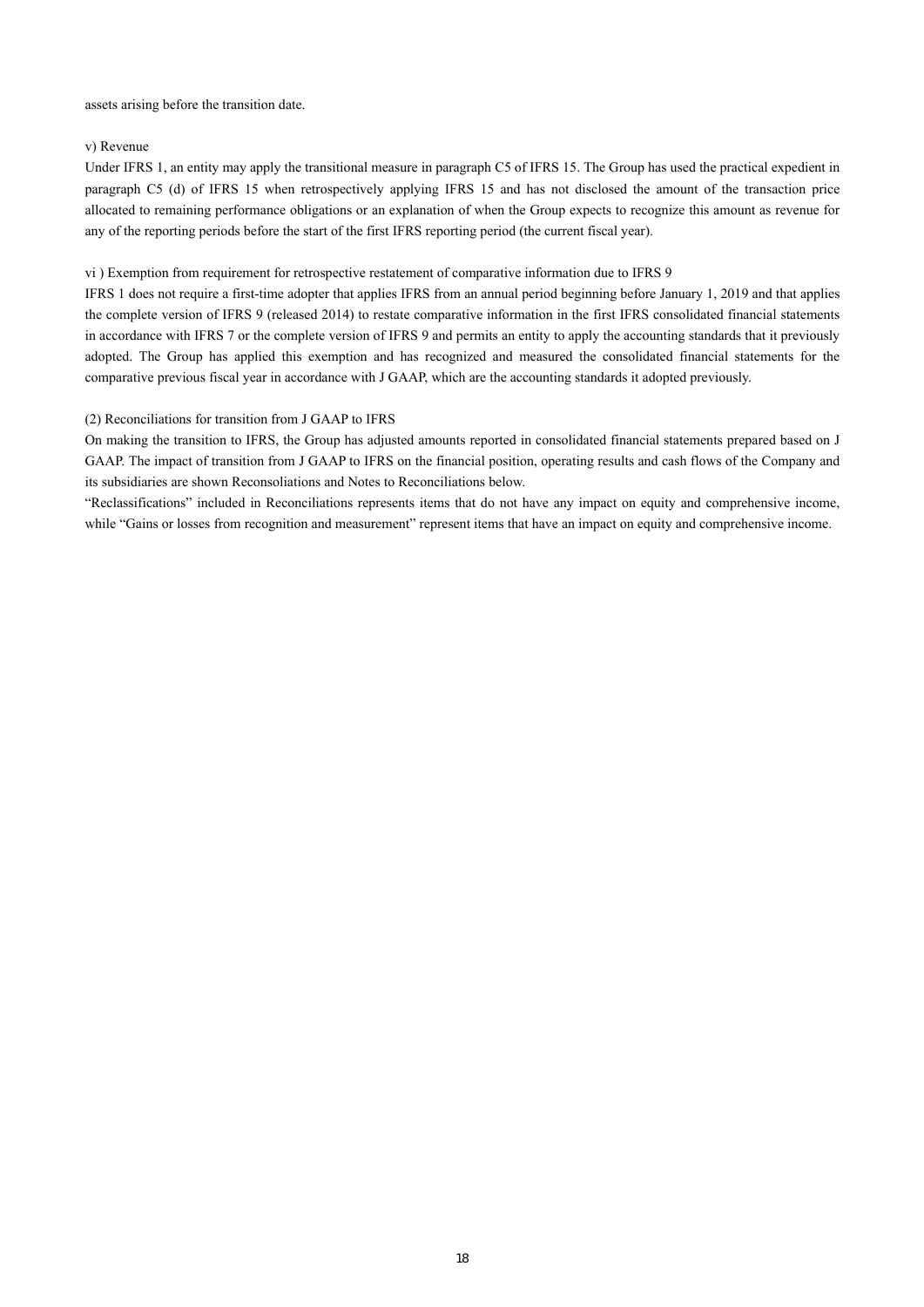assets arising before the transition date.

v) Revenue

Under IFRS 1, an entity may apply the transitional measure in paragraph C5 of IFRS 15. The Group has used the practical expedient in paragraph C5 (d) of IFRS 15 when retrospectively applying IFRS 15 and has not disclosed the amount of the transaction price allocated to remaining performance obligations or an explanation of when the Group expects to recognize this amount as revenue for any of the reporting periods before the start of the first IFRS reporting period (the current fiscal year).

vi ) Exemption from requirement for retrospective restatement of comparative information due to IFRS 9

IFRS 1 does not require a first-time adopter that applies IFRS from an annual period beginning before January 1, 2019 and that applies the complete version of IFRS 9 (released 2014) to restate comparative information in the first IFRS consolidated financial statements in accordance with IFRS 7 or the complete version of IFRS 9 and permits an entity to apply the accounting standards that it previously adopted. The Group has applied this exemption and has recognized and measured the consolidated financial statements for the comparative previous fiscal year in accordance with J GAAP, which are the accounting standards it adopted previously.

(2) Reconciliations for transition from J GAAP to IFRS

On making the transition to IFRS, the Group has adjusted amounts reported in consolidated financial statements prepared based on J GAAP. The impact of transition from J GAAP to IFRS on the financial position, operating results and cash flows of the Company and its subsidiaries are shown Reconsoliations and Notes to Reconciliations below.

"Reclassifications" included in Reconciliations represents items that do not have any impact on equity and comprehensive income, while "Gains or losses from recognition and measurement" represent items that have an impact on equity and comprehensive income.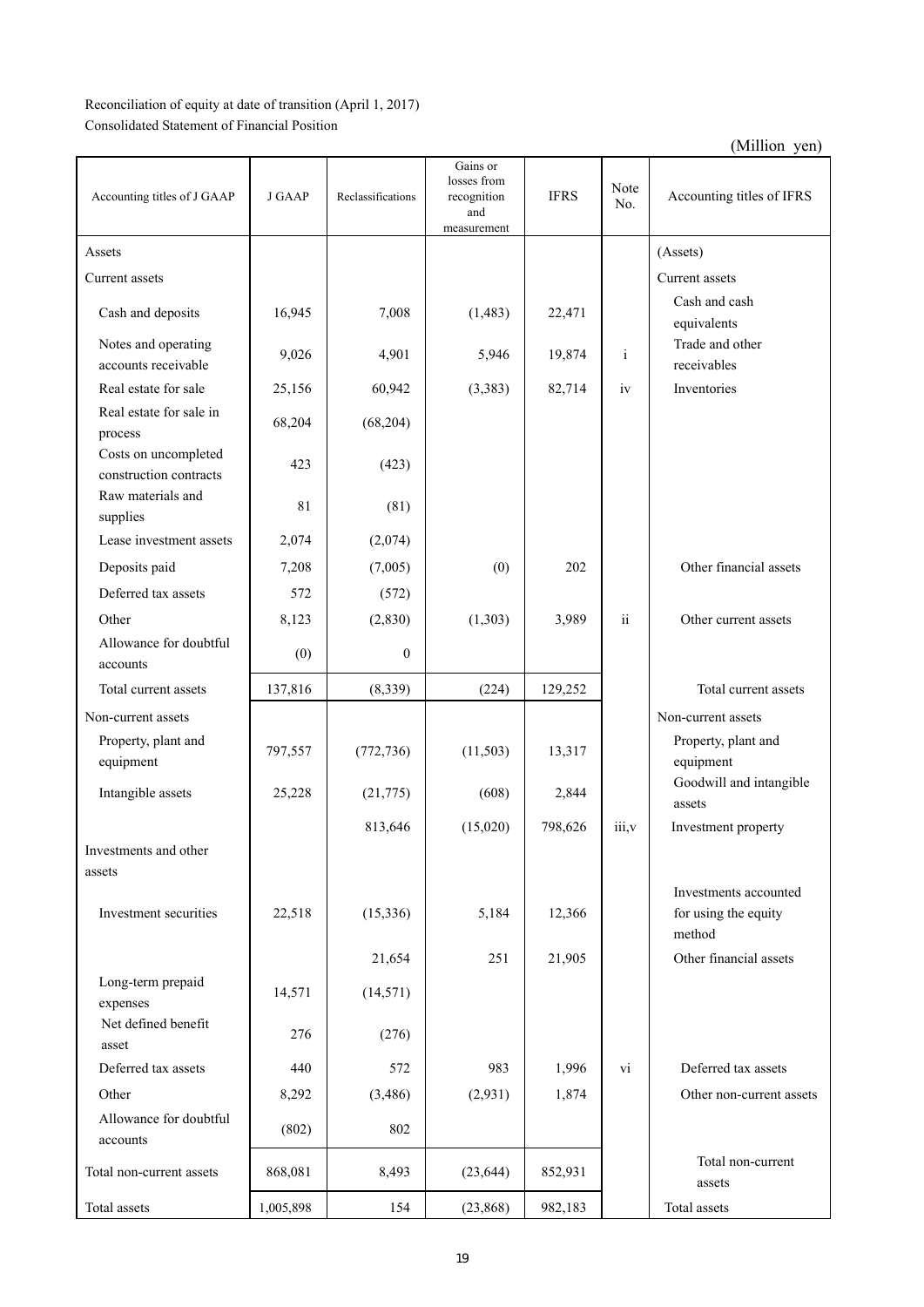Reconciliation of equity at date of transition (April 1, 2017)

Consolidated Statement of Financial Position

(Million yen)

| Accounting titles of J GAAP | J GAAP | Reclassifications | Gains or losses from recognition and measurement | IFRS | Note No. | Accounting titles of IFRS |
|---|---|---|---|---|---|---|
| Assets | | | | | | (Assets) |
| Current assets | | | | | | Current assets |
| Cash and deposits | 16,945 | 7,008 | (1,483) | 22,471 | | Cash and cash equivalents |
| Notes and operating accounts receivable | 9,026 | 4,901 | 5,946 | 19,874 | i | Trade and other receivables |
| Real estate for sale | 25,156 | 60,942 | (3,383) | 82,714 | iv | Inventories |
| Real estate for sale in process | 68,204 | (68,204) | | | | |
| Costs on uncompleted construction contracts | 423 | (423) | | | | |
| Raw materials and supplies | 81 | (81) | | | | |
| Lease investment assets | 2,074 | (2,074) | | | | |
| Deposits paid | 7,208 | (7,005) | (0) | 202 | | Other financial assets |
| Deferred tax assets | 572 | (572) | | | | |
| Other | 8,123 | (2,830) | (1,303) | 3,989 | ii | Other current assets |
| Allowance for doubtful accounts | (0) | 0 | | | | |
| Total current assets | 137,816 | (8,339) | (224) | 129,252 | | Total current assets |
| Non-current assets | | | | | | Non-current assets |
| Property, plant and equipment | 797,557 | (772,736) | (11,503) | 13,317 | | Property, plant and equipment |
| Intangible assets | 25,228 | (21,775) | (608) | 2,844 | | Goodwill and intangible assets |
| | | 813,646 | (15,020) | 798,626 | iii,v | Investment property |
| Investments and other assets | | | | | | |
| Investment securities | 22,518 | (15,336) | 5,184 | 12,366 | | Investments accounted for using the equity method |
| | | 21,654 | 251 | 21,905 | | Other financial assets |
| Long-term prepaid expenses | 14,571 | (14,571) | | | | |
| Net defined benefit asset | 276 | (276) | | | | |
| Deferred tax assets | 440 | 572 | 983 | 1,996 | vi | Deferred tax assets |
| Other | 8,292 | (3,486) | (2,931) | 1,874 | | Other non-current assets |
| Allowance for doubtful accounts | (802) | 802 | | | | |
| Total non-current assets | 868,081 | 8,493 | (23,644) | 852,931 | | Total non-current assets |
| Total assets | 1,005,898 | 154 | (23,868) | 982,183 | | Total assets |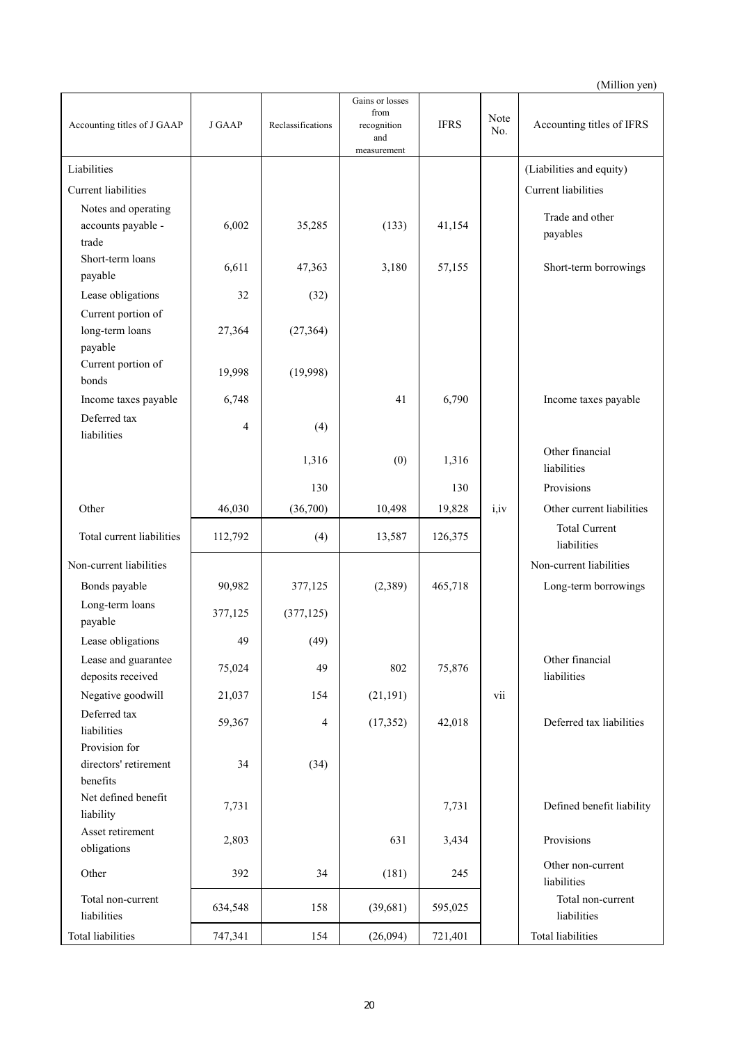(Million yen)

| Accounting titles of J GAAP | J GAAP | Reclassifications | Gains or losses from recognition and measurement | IFRS | Note No. | Accounting titles of IFRS |
|---|---|---|---|---|---|---|
| Liabilities | | | | | | (Liabilities and equity) |
| Current liabilities | | | | | | Current liabilities |
| Notes and operating accounts payable - trade | 6,002 | 35,285 | (133) | 41,154 | | Trade and other payables |
| Short-term loans payable | 6,611 | 47,363 | 3,180 | 57,155 | | Short-term borrowings |
| Lease obligations | 32 | (32) | | | | |
| Current portion of long-term loans payable | 27,364 | (27,364) | | | | |
| Current portion of bonds | 19,998 | (19,998) | | | | |
| Income taxes payable | 6,748 | | 41 | 6,790 | | Income taxes payable |
| Deferred tax liabilities | 4 | (4) | | | | |
| | | 1,316 | (0) | 1,316 | | Other financial liabilities |
| | | 130 | | 130 | | Provisions |
| Other | 46,030 | (36,700) | 10,498 | 19,828 | i,iv | Other current liabilities |
| Total current liabilities | 112,792 | (4) | 13,587 | 126,375 | | Total Current liabilities |
| Non-current liabilities | | | | | | Non-current liabilities |
| Bonds payable | 90,982 | 377,125 | (2,389) | 465,718 | | Long-term borrowings |
| Long-term loans payable | 377,125 | (377,125) | | | | |
| Lease obligations | 49 | (49) | | | | |
| Lease and guarantee deposits received | 75,024 | 49 | 802 | 75,876 | | Other financial liabilities |
| Negative goodwill | 21,037 | 154 | (21,191) | | vii | |
| Deferred tax liabilities | 59,367 | 4 | (17,352) | 42,018 | | Deferred tax liabilities |
| Provision for directors' retirement benefits | 34 | (34) | | | | |
| Net defined benefit liability | 7,731 | | | 7,731 | | Defined benefit liability |
| Asset retirement obligations | 2,803 | | 631 | 3,434 | | Provisions |
| Other | 392 | 34 | (181) | 245 | | Other non-current liabilities |
| Total non-current liabilities | 634,548 | 158 | (39,681) | 595,025 | | Total non-current liabilities |
| Total liabilities | 747,341 | 154 | (26,094) | 721,401 | | Total liabilities |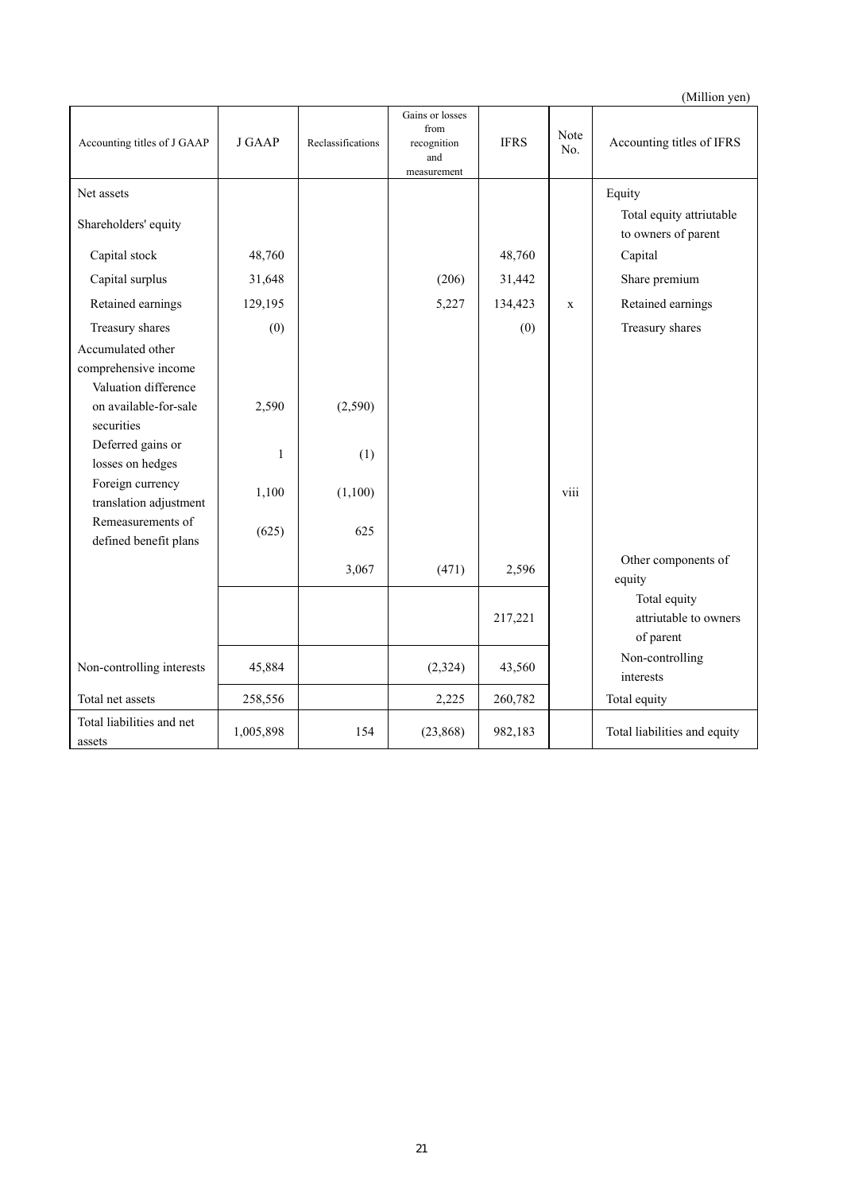(Million yen)

| Accounting titles of J GAAP | J GAAP | Reclassifications | Gains or losses from recognition and measurement | IFRS | Note No. | Accounting titles of IFRS |
|---|---|---|---|---|---|---|
| Net assets | | | | | | Equity |
| Shareholders' equity | | | | | | Total equity attriutable to owners of parent |
| Capital stock | 48,760 | | | 48,760 | | Capital |
| Capital surplus | 31,648 | | (206) | 31,442 | | Share premium |
| Retained earnings | 129,195 | | 5,227 | 134,423 | x | Retained earnings |
| Treasury shares | (0) | | | (0) | | Treasury shares |
| Accumulated other comprehensive income | | | | | | |
| Valuation difference on available-for-sale securities | 2,590 | (2,590) | | | | |
| Deferred gains or losses on hedges | 1 | (1) | | | | |
| Foreign currency translation adjustment | 1,100 | (1,100) | | | viii | |
| Remeasurements of defined benefit plans | (625) | 625 | | | | |
| | | 3,067 | (471) | 2,596 | | Other components of equity |
| | | | | 217,221 | | Total equity attriutable to owners of parent |
| Non-controlling interests | 45,884 | | (2,324) | 43,560 | | Non-controlling interests |
| Total net assets | 258,556 | | 2,225 | 260,782 | | Total equity |
| Total liabilities and net assets | 1,005,898 | 154 | (23,868) | 982,183 | | Total liabilities and equity |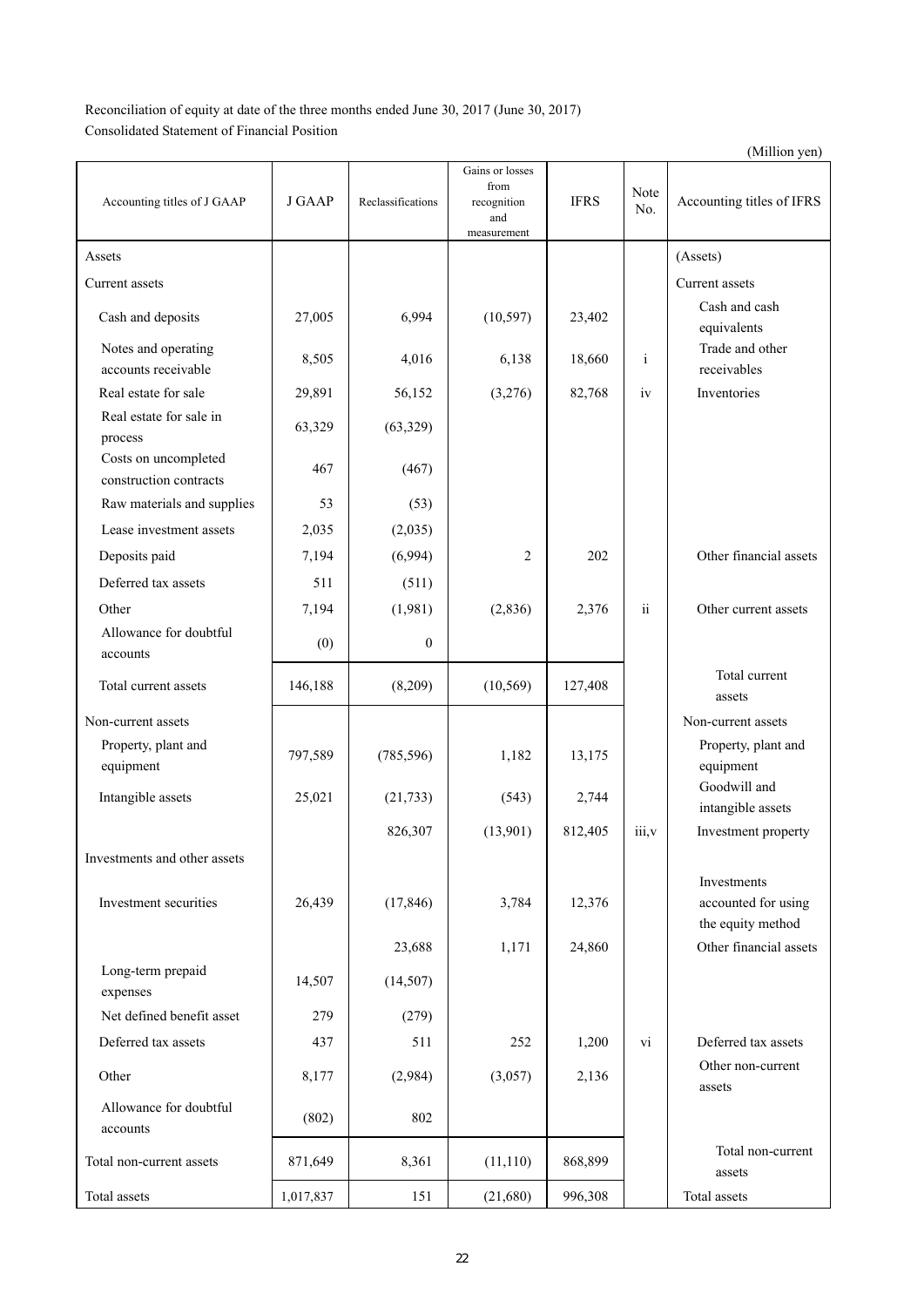Reconciliation of equity at date of the three months ended June 30, 2017 (June 30, 2017)
Consolidated Statement of Financial Position

(Million yen)

| Accounting titles of J GAAP | J GAAP | Reclassifications | Gains or losses from recognition and measurement | IFRS | Note No. | Accounting titles of IFRS |
|---|---|---|---|---|---|---|
| Assets | | | | | | (Assets) |
| Current assets | | | | | | Current assets |
| Cash and deposits | 27,005 | 6,994 | (10,597) | 23,402 | | Cash and cash equivalents |
| Notes and operating accounts receivable | 8,505 | 4,016 | 6,138 | 18,660 | i | Trade and other receivables |
| Real estate for sale | 29,891 | 56,152 | (3,276) | 82,768 | iv | Inventories |
| Real estate for sale in process | 63,329 | (63,329) | | | | |
| Costs on uncompleted construction contracts | 467 | (467) | | | | |
| Raw materials and supplies | 53 | (53) | | | | |
| Lease investment assets | 2,035 | (2,035) | | | | |
| Deposits paid | 7,194 | (6,994) | 2 | 202 | | Other financial assets |
| Deferred tax assets | 511 | (511) | | | | |
| Other | 7,194 | (1,981) | (2,836) | 2,376 | ii | Other current assets |
| Allowance for doubtful accounts | (0) | 0 | | | | |
| Total current assets | 146,188 | (8,209) | (10,569) | 127,408 | | Total current assets |
| Non-current assets | | | | | | Non-current assets |
| Property, plant and equipment | 797,589 | (785,596) | 1,182 | 13,175 | | Property, plant and equipment |
| Intangible assets | 25,021 | (21,733) | (543) | 2,744 | | Goodwill and intangible assets |
| | | 826,307 | (13,901) | 812,405 | iii,v | Investment property |
| Investments and other assets | | | | | | |
| Investment securities | 26,439 | (17,846) | 3,784 | 12,376 | | Investments accounted for using the equity method |
| | | 23,688 | 1,171 | 24,860 | | Other financial assets |
| Long-term prepaid expenses | 14,507 | (14,507) | | | | |
| Net defined benefit asset | 279 | (279) | | | | |
| Deferred tax assets | 437 | 511 | 252 | 1,200 | vi | Deferred tax assets |
| Other | 8,177 | (2,984) | (3,057) | 2,136 | | Other non-current assets |
| Allowance for doubtful accounts | (802) | 802 | | | | |
| Total non-current assets | 871,649 | 8,361 | (11,110) | 868,899 | | Total non-current assets |
| Total assets | 1,017,837 | 151 | (21,680) | 996,308 | | Total assets |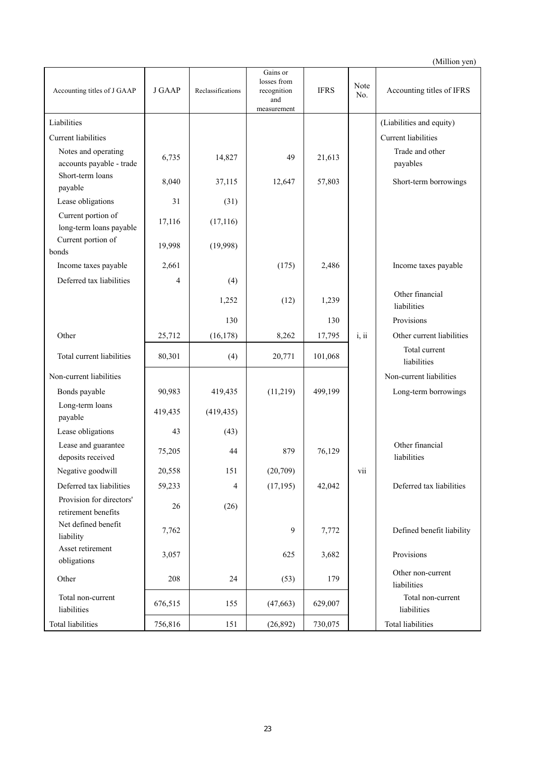(Million yen)

| Accounting titles of J GAAP | J GAAP | Reclassifications | Gains or losses from recognition and measurement | IFRS | Note No. | Accounting titles of IFRS |
|---|---|---|---|---|---|---|
| Liabilities | | | | | | (Liabilities and equity) |
| Current liabilities | | | | | | Current liabilities |
| Notes and operating accounts payable - trade | 6,735 | 14,827 | 49 | 21,613 | | Trade and other payables |
| Short-term loans payable | 8,040 | 37,115 | 12,647 | 57,803 | | Short-term borrowings |
| Lease obligations | 31 | (31) | | | | |
| Current portion of long-term loans payable | 17,116 | (17,116) | | | | |
| Current portion of bonds | 19,998 | (19,998) | | | | |
| Income taxes payable | 2,661 | | (175) | 2,486 | | Income taxes payable |
| Deferred tax liabilities | 4 | (4) | | | | |
| | | 1,252 | (12) | 1,239 | | Other financial liabilities |
| | | 130 | | 130 | | Provisions |
| Other | 25,712 | (16,178) | 8,262 | 17,795 | i, ii | Other current liabilities |
| Total current liabilities | 80,301 | (4) | 20,771 | 101,068 | | Total current liabilities |
| Non-current liabilities | | | | | | Non-current liabilities |
| Bonds payable | 90,983 | 419,435 | (11,219) | 499,199 | | Long-term borrowings |
| Long-term loans payable | 419,435 | (419,435) | | | | |
| Lease obligations | 43 | (43) | | | | |
| Lease and guarantee deposits received | 75,205 | 44 | 879 | 76,129 | | Other financial liabilities |
| Negative goodwill | 20,558 | 151 | (20,709) | | vii | |
| Deferred tax liabilities | 59,233 | 4 | (17,195) | 42,042 | | Deferred tax liabilities |
| Provision for directors' retirement benefits | 26 | (26) | | | | |
| Net defined benefit liability | 7,762 | | 9 | 7,772 | | Defined benefit liability |
| Asset retirement obligations | 3,057 | | 625 | 3,682 | | Provisions |
| Other | 208 | 24 | (53) | 179 | | Other non-current liabilities |
| Total non-current liabilities | 676,515 | 155 | (47,663) | 629,007 | | Total non-current liabilities |
| Total liabilities | 756,816 | 151 | (26,892) | 730,075 | | Total liabilities |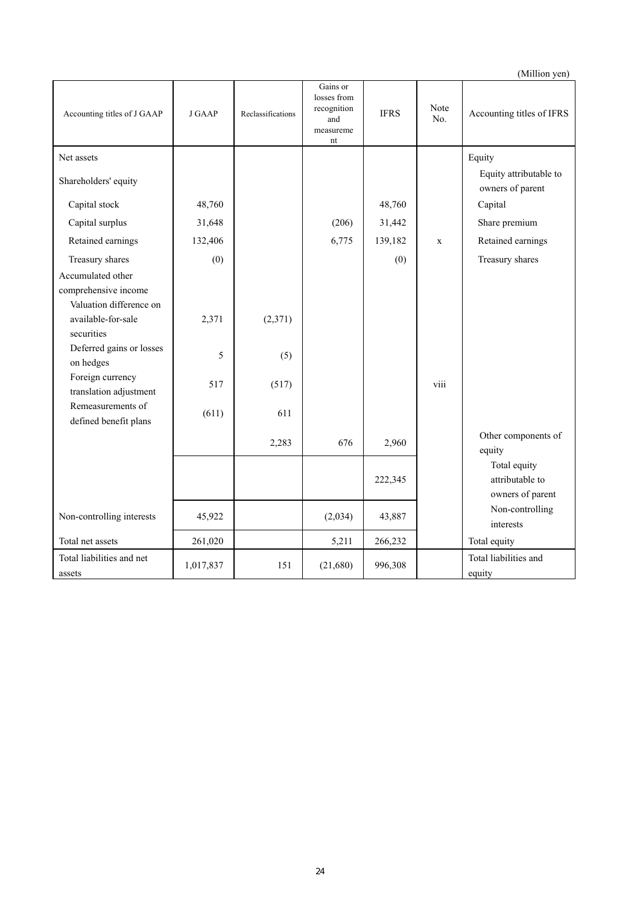(Million yen)

| Accounting titles of J GAAP | J GAAP | Reclassifications | Gains or losses from recognition and measurement | IFRS | Note No. | Accounting titles of IFRS |
|---|---|---|---|---|---|---|
| Net assets | | | | | | Equity |
| Shareholders' equity | | | | | | Equity attributable to owners of parent |
| Capital stock | 48,760 | | | 48,760 | | Capital |
| Capital surplus | 31,648 | | (206) | 31,442 | | Share premium |
| Retained earnings | 132,406 | | 6,775 | 139,182 | x | Retained earnings |
| Treasury shares | (0) | | | (0) | | Treasury shares |
| Accumulated other comprehensive income | | | | | | |
| Valuation difference on available-for-sale securities | 2,371 | (2,371) | | | | |
| Deferred gains or losses on hedges | 5 | (5) | | | | |
| Foreign currency translation adjustment | 517 | (517) | | | viii | |
| Remeasurements of defined benefit plans | (611) | 611 | | | | |
| | | 2,283 | 676 | 2,960 | | Other components of equity |
| | | | | 222,345 | | Total equity attributable to owners of parent |
| Non-controlling interests | 45,922 | | (2,034) | 43,887 | | Non-controlling interests |
| Total net assets | 261,020 | | 5,211 | 266,232 | | Total equity |
| Total liabilities and net assets | 1,017,837 | 151 | (21,680) | 996,308 | | Total liabilities and equity |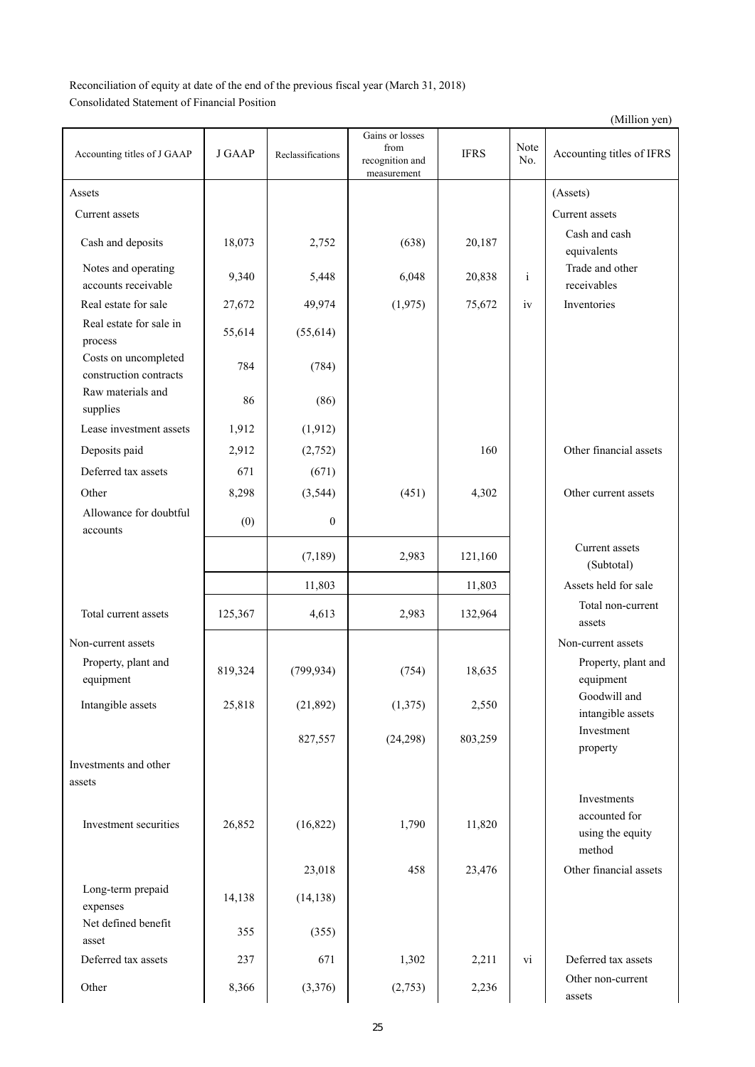Reconciliation of equity at date of the end of the previous fiscal year (March 31, 2018)
Consolidated Statement of Financial Position

(Million yen)

| Accounting titles of J GAAP | J GAAP | Reclassifications | Gains or losses from recognition and measurement | IFRS | Note No. | Accounting titles of IFRS |
|---|---|---|---|---|---|---|
| Assets | | | | | | (Assets) |
| Current assets | | | | | | Current assets |
| Cash and deposits | 18,073 | 2,752 | (638) | 20,187 | | Cash and cash equivalents |
| Notes and operating accounts receivable | 9,340 | 5,448 | 6,048 | 20,838 | i | Trade and other receivables |
| Real estate for sale | 27,672 | 49,974 | (1,975) | 75,672 | iv | Inventories |
| Real estate for sale in process | 55,614 | (55,614) | | | | |
| Costs on uncompleted construction contracts | 784 | (784) | | | | |
| Raw materials and supplies | 86 | (86) | | | | |
| Lease investment assets | 1,912 | (1,912) | | | | |
| Deposits paid | 2,912 | (2,752) | | 160 | | Other financial assets |
| Deferred tax assets | 671 | (671) | | | | |
| Other | 8,298 | (3,544) | (451) | 4,302 | | Other current assets |
| Allowance for doubtful accounts | (0) | 0 | | | | |
| | | (7,189) | 2,983 | 121,160 | | Current assets (Subtotal) |
| | | 11,803 | | 11,803 | | Assets held for sale |
| Total current assets | 125,367 | 4,613 | 2,983 | 132,964 | | Total non-current assets |
| Non-current assets | | | | | | Non-current assets |
| Property, plant and equipment | 819,324 | (799,934) | (754) | 18,635 | | Property, plant and equipment |
| Intangible assets | 25,818 | (21,892) | (1,375) | 2,550 | | Goodwill and intangible assets |
| | | 827,557 | (24,298) | 803,259 | | Investment property |
| Investments and other assets | | | | | | |
| Investment securities | 26,852 | (16,822) | 1,790 | 11,820 | | Investments accounted for using the equity method |
| | | 23,018 | 458 | 23,476 | | Other financial assets |
| Long-term prepaid expenses | 14,138 | (14,138) | | | | |
| Net defined benefit asset | 355 | (355) | | | | |
| Deferred tax assets | 237 | 671 | 1,302 | 2,211 | vi | Deferred tax assets |
| Other | 8,366 | (3,376) | (2,753) | 2,236 | | Other non-current assets |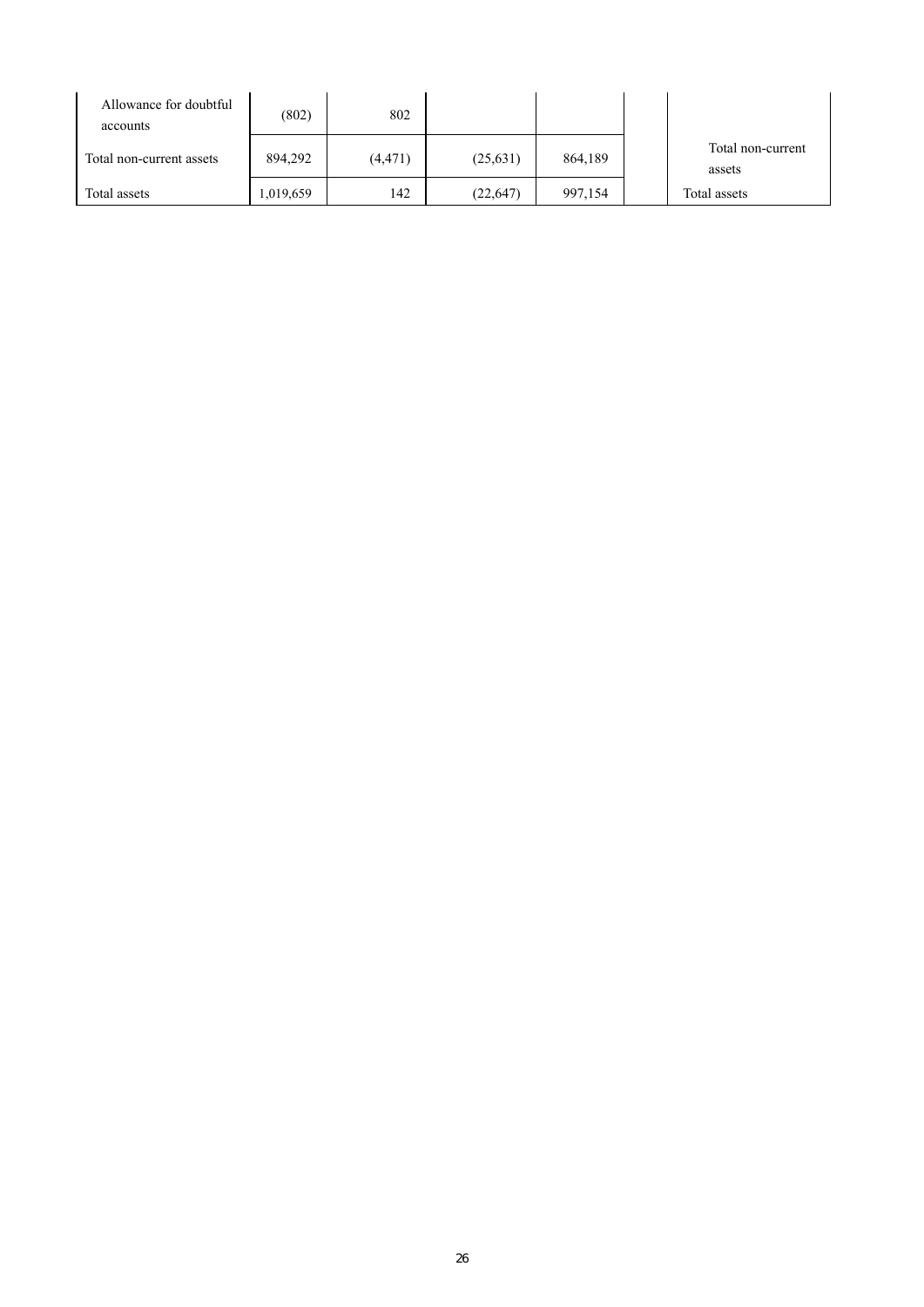| | | | | | | |
|---|---|---|---|---|---|---|
| Allowance for doubtful accounts | (802) | 802 | | | | |
| Total non-current assets | 894,292 | (4,471) | (25,631) | 864,189 | | Total non-current assets |
| Total assets | 1,019,659 | 142 | (22,647) | 997,154 | | Total assets |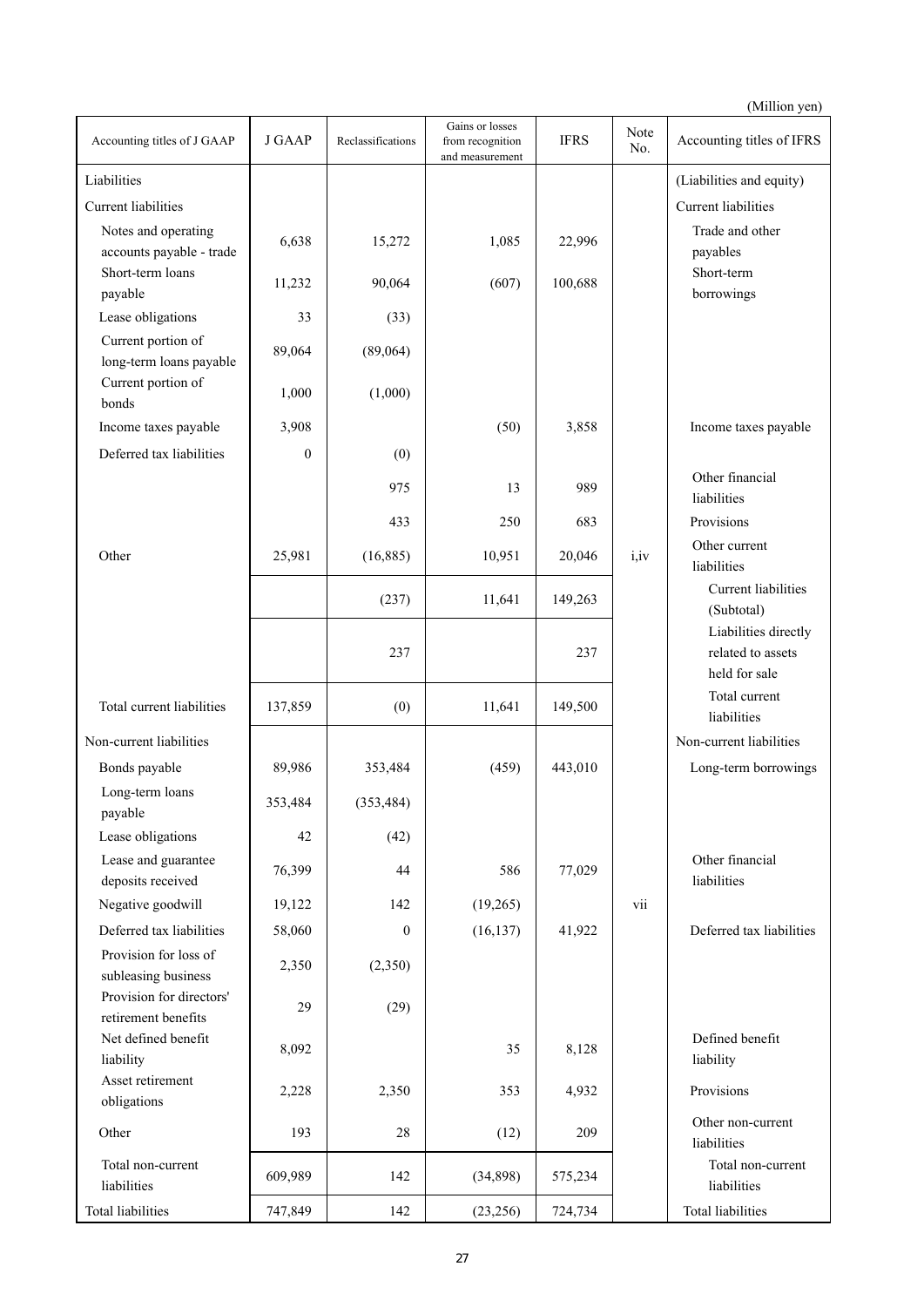(Million yen)

| Accounting titles of J GAAP | J GAAP | Reclassifications | Gains or losses from recognition and measurement | IFRS | Note No. | Accounting titles of IFRS |
|---|---|---|---|---|---|---|
| Liabilities | | | | | | (Liabilities and equity) |
| Current liabilities | | | | | | Current liabilities |
| Notes and operating accounts payable - trade | 6,638 | 15,272 | 1,085 | 22,996 | | Trade and other payables |
| Short-term loans payable | 11,232 | 90,064 | (607) | 100,688 | | Short-term borrowings |
| Lease obligations | 33 | (33) | | | | |
| Current portion of long-term loans payable | 89,064 | (89,064) | | | | |
| Current portion of bonds | 1,000 | (1,000) | | | | |
| Income taxes payable | 3,908 | | (50) | 3,858 | | Income taxes payable |
| Deferred tax liabilities | 0 | (0) | | | | |
| | | 975 | 13 | 989 | | Other financial liabilities |
| | | 433 | 250 | 683 | | Provisions |
| Other | 25,981 | (16,885) | 10,951 | 20,046 | i,iv | Other current liabilities |
| | | (237) | 11,641 | 149,263 | | Current liabilities (Subtotal) |
| | | 237 | | 237 | | Liabilities directly related to assets held for sale |
| Total current liabilities | 137,859 | (0) | 11,641 | 149,500 | | Total current liabilities |
| Non-current liabilities | | | | | | Non-current liabilities |
| Bonds payable | 89,986 | 353,484 | (459) | 443,010 | | Long-term borrowings |
| Long-term loans payable | 353,484 | (353,484) | | | | |
| Lease obligations | 42 | (42) | | | | |
| Lease and guarantee deposits received | 76,399 | 44 | 586 | 77,029 | | Other financial liabilities |
| Negative goodwill | 19,122 | 142 | (19,265) | | vii | |
| Deferred tax liabilities | 58,060 | 0 | (16,137) | 41,922 | | Deferred tax liabilities |
| Provision for loss of subleasing business | 2,350 | (2,350) | | | | |
| Provision for directors' retirement benefits | 29 | (29) | | | | |
| Net defined benefit liability | 8,092 | | 35 | 8,128 | | Defined benefit liability |
| Asset retirement obligations | 2,228 | 2,350 | 353 | 4,932 | | Provisions |
| Other | 193 | 28 | (12) | 209 | | Other non-current liabilities |
| Total non-current liabilities | 609,989 | 142 | (34,898) | 575,234 | | Total non-current liabilities |
| Total liabilities | 747,849 | 142 | (23,256) | 724,734 | | Total liabilities |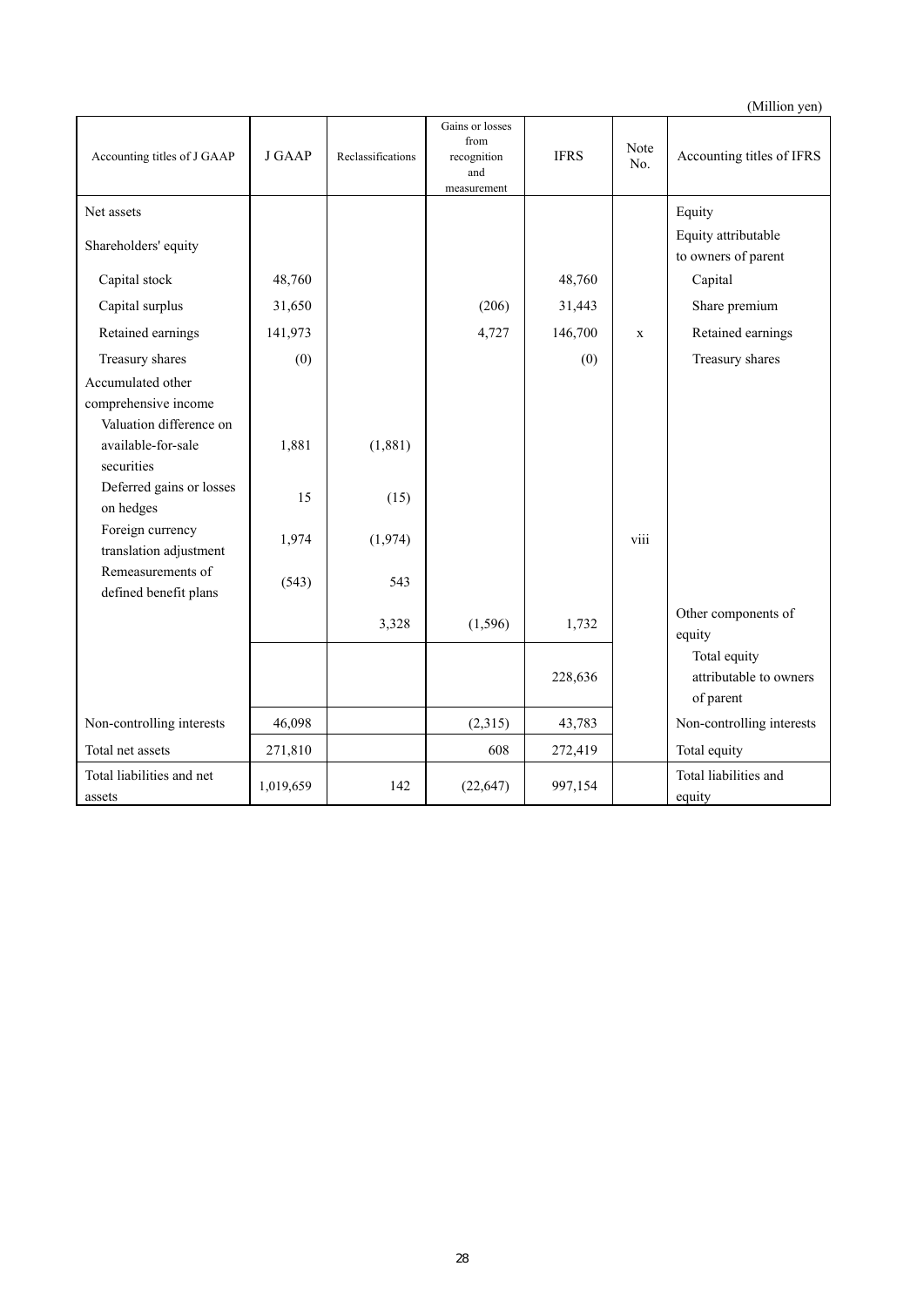(Million yen)

| Accounting titles of J GAAP | J GAAP | Reclassifications | Gains or losses from recognition and measurement | IFRS | Note No. | Accounting titles of IFRS |
|---|---|---|---|---|---|---|
| Net assets | | | | | | Equity |
| Shareholders' equity | | | | | | Equity attributable to owners of parent |
| Capital stock | 48,760 | | | 48,760 | | Capital |
| Capital surplus | 31,650 | | (206) | 31,443 | | Share premium |
| Retained earnings | 141,973 | | 4,727 | 146,700 | x | Retained earnings |
| Treasury shares | (0) | | | (0) | | Treasury shares |
| Accumulated other comprehensive income | | | | | | |
| Valuation difference on available-for-sale securities | 1,881 | (1,881) | | | | |
| Deferred gains or losses on hedges | 15 | (15) | | | | |
| Foreign currency translation adjustment | 1,974 | (1,974) | | | viii | |
| Remeasurements of defined benefit plans | (543) | 543 | | | | |
| | | 3,328 | (1,596) | 1,732 | | Other components of equity |
| | | | | 228,636 | | Total equity attributable to owners of parent |
| Non-controlling interests | 46,098 | | (2,315) | 43,783 | | Non-controlling interests |
| Total net assets | 271,810 | | 608 | 272,419 | | Total equity |
| Total liabilities and net assets | 1,019,659 | 142 | (22,647) | 997,154 | | Total liabilities and equity |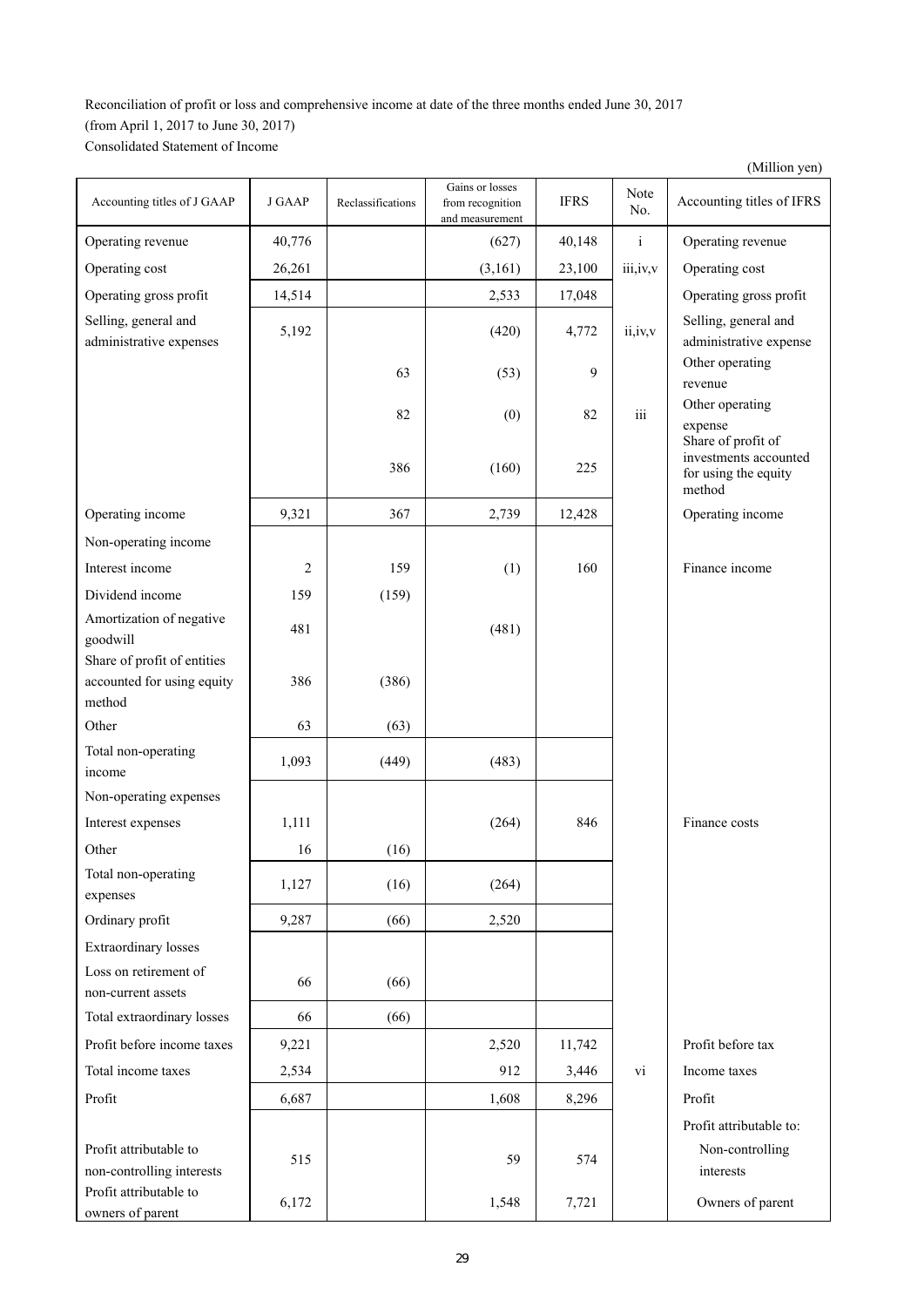Reconciliation of profit or loss and comprehensive income at date of the three months ended June 30, 2017

(from April 1, 2017 to June 30, 2017)

Consolidated Statement of Income

(Million yen)

| Accounting titles of J GAAP | J GAAP | Reclassifications | Gains or losses from recognition and measurement | IFRS | Note No. | Accounting titles of IFRS |
|---|---|---|---|---|---|---|
| Operating revenue | 40,776 | | (627) | 40,148 | i | Operating revenue |
| Operating cost | 26,261 | | (3,161) | 23,100 | iii,iv,v | Operating cost |
| Operating gross profit | 14,514 | | 2,533 | 17,048 | | Operating gross profit |
| Selling, general and administrative expenses | 5,192 | | (420) | 4,772 | ii,iv,v | Selling, general and administrative expense |
| | | 63 | (53) | 9 | | Other operating revenue |
| | | 82 | (0) | 82 | iii | Other operating expense |
| | | 386 | (160) | 225 | | Share of profit of investments accounted for using the equity method |
| Operating income | 9,321 | 367 | 2,739 | 12,428 | | Operating income |
| Non-operating income | | | | | | |
| Interest income | 2 | 159 | (1) | 160 | | Finance income |
| Dividend income | 159 | (159) | | | | |
| Amortization of negative goodwill | 481 | | (481) | | | |
| Share of profit of entities accounted for using equity method | 386 | (386) | | | | |
| Other | 63 | (63) | | | | |
| Total non-operating income | 1,093 | (449) | (483) | | | |
| Non-operating expenses | | | | | | |
| Interest expenses | 1,111 | | (264) | 846 | | Finance costs |
| Other | 16 | (16) | | | | |
| Total non-operating expenses | 1,127 | (16) | (264) | | | |
| Ordinary profit | 9,287 | (66) | 2,520 | | | |
| Extraordinary losses | | | | | | |
| Loss on retirement of non-current assets | 66 | (66) | | | | |
| Total extraordinary losses | 66 | (66) | | | | |
| Profit before income taxes | 9,221 | | 2,520 | 11,742 | | Profit before tax |
| Total income taxes | 2,534 | | 912 | 3,446 | vi | Income taxes |
| Profit | 6,687 | | 1,608 | 8,296 | | Profit |
| | | | | | | Profit attributable to: |
| Profit attributable to non-controlling interests | 515 | | 59 | 574 | | Non-controlling interests |
| Profit attributable to owners of parent | 6,172 | | 1,548 | 7,721 | | Owners of parent |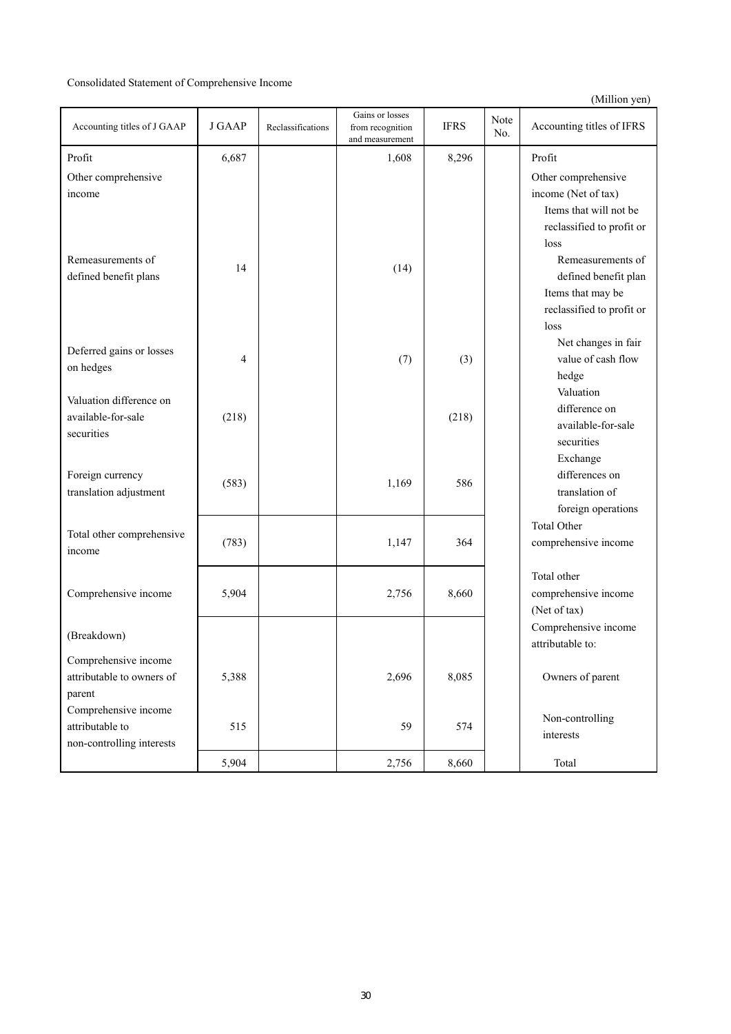Consolidated Statement of Comprehensive Income

(Million yen)

| Accounting titles of J GAAP | J GAAP | Reclassifications | Gains or losses from recognition and measurement | IFRS | Note No. | Accounting titles of IFRS |
|---|---|---|---|---|---|---|
| Profit | 6,687 | | 1,608 | 8,296 | | Profit |
| Other comprehensive income | | | | | | Other comprehensive income (Net of tax) |
| | | | | | | Items that will not be reclassified to profit or loss |
| Remeasurements of defined benefit plans | 14 | | (14) | | | Remeasurements of defined benefit plan |
| | | | | | | Items that may be reclassified to profit or loss |
| Deferred gains or losses on hedges | 4 | | (7) | (3) | | Net changes in fair value of cash flow hedge |
| Valuation difference on available-for-sale securities | (218) | | | (218) | | Valuation difference on available-for-sale securities |
| Foreign currency translation adjustment | (583) | | 1,169 | 586 | | Exchange differences on translation of foreign operations |
| Total other comprehensive income | (783) | | 1,147 | 364 | | Total Other comprehensive income |
| Comprehensive income | 5,904 | | 2,756 | 8,660 | | Total other comprehensive income (Net of tax) |
| (Breakdown) | | | | | | Comprehensive income attributable to: |
| Comprehensive income attributable to owners of parent | 5,388 | | 2,696 | 8,085 | | Owners of parent |
| Comprehensive income attributable to non-controlling interests | 515 | | 59 | 574 | | Non-controlling interests |
| | 5,904 | | 2,756 | 8,660 | | Total |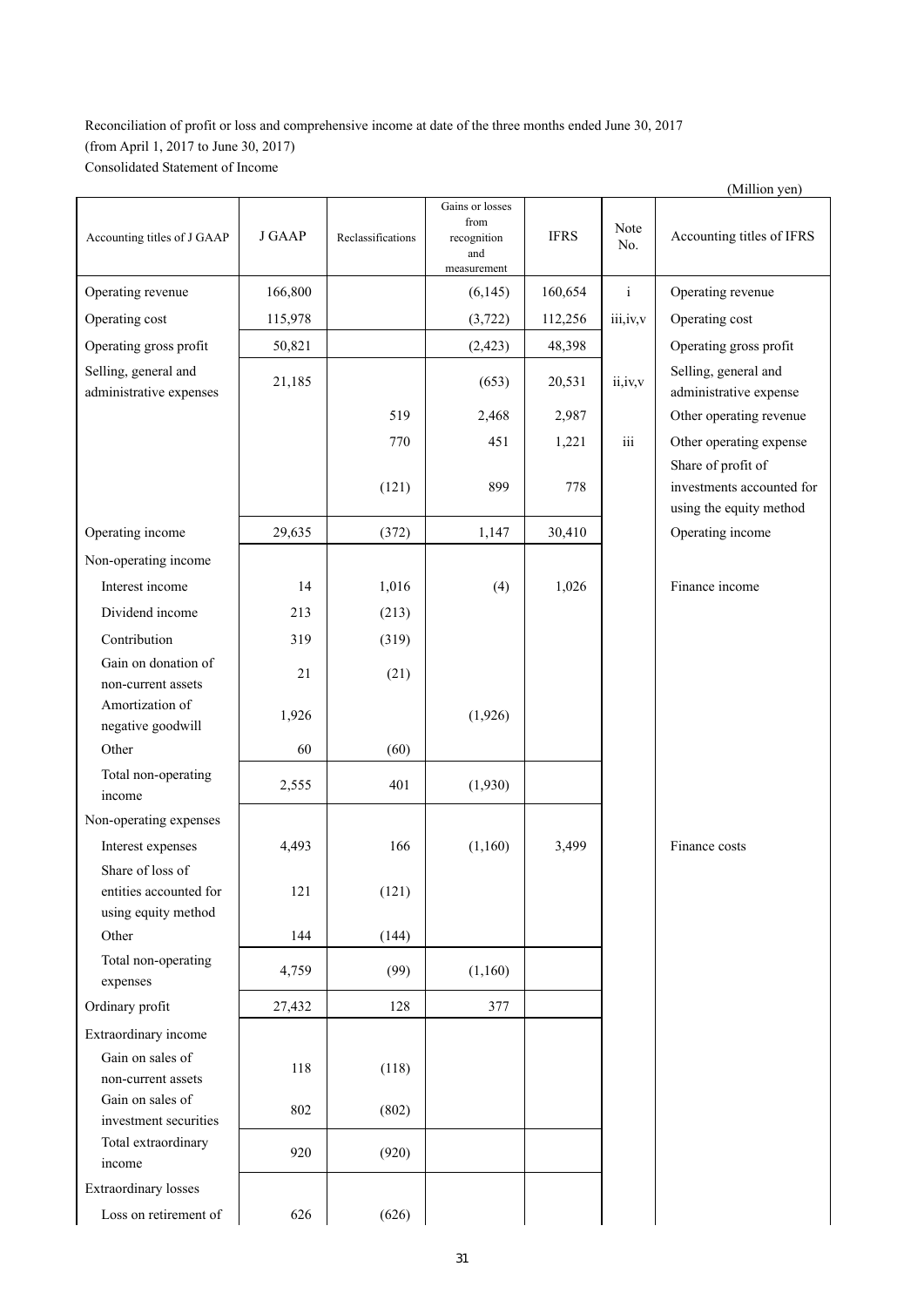Reconciliation of profit or loss and comprehensive income at date of the three months ended June 30, 2017
(from April 1, 2017 to June 30, 2017)
Consolidated Statement of Income

(Million yen)

| Accounting titles of J GAAP | J GAAP | Reclassifications | Gains or losses from recognition and measurement | IFRS | Note No. | Accounting titles of IFRS |
|---|---|---|---|---|---|---|
| Operating revenue | 166,800 | | (6,145) | 160,654 | i | Operating revenue |
| Operating cost | 115,978 | | (3,722) | 112,256 | iii,iv,v | Operating cost |
| Operating gross profit | 50,821 | | (2,423) | 48,398 | | Operating gross profit |
| Selling, general and administrative expenses | 21,185 | | (653) | 20,531 | ii,iv,v | Selling, general and administrative expense |
| | | 519 | 2,468 | 2,987 | | Other operating revenue |
| | | 770 | 451 | 1,221 | iii | Other operating expense |
| | | (121) | 899 | 778 | | Share of profit of investments accounted for using the equity method |
| Operating income | 29,635 | (372) | 1,147 | 30,410 | | Operating income |
| Non-operating income | | | | | | |
| Interest income | 14 | 1,016 | (4) | 1,026 | | Finance income |
| Dividend income | 213 | (213) | | | | |
| Contribution | 319 | (319) | | | | |
| Gain on donation of non-current assets | 21 | (21) | | | | |
| Amortization of negative goodwill | 1,926 | | (1,926) | | | |
| Other | 60 | (60) | | | | |
| Total non-operating income | 2,555 | 401 | (1,930) | | | |
| Non-operating expenses | | | | | | |
| Interest expenses | 4,493 | 166 | (1,160) | 3,499 | | Finance costs |
| Share of loss of entities accounted for using equity method | 121 | (121) | | | | |
| Other | 144 | (144) | | | | |
| Total non-operating expenses | 4,759 | (99) | (1,160) | | | |
| Ordinary profit | 27,432 | 128 | 377 | | | |
| Extraordinary income | | | | | | |
| Gain on sales of non-current assets | 118 | (118) | | | | |
| Gain on sales of investment securities | 802 | (802) | | | | |
| Total extraordinary income | 920 | (920) | | | | |
| Extraordinary losses | | | | | | |
| Loss on retirement of | 626 | (626) | | | | |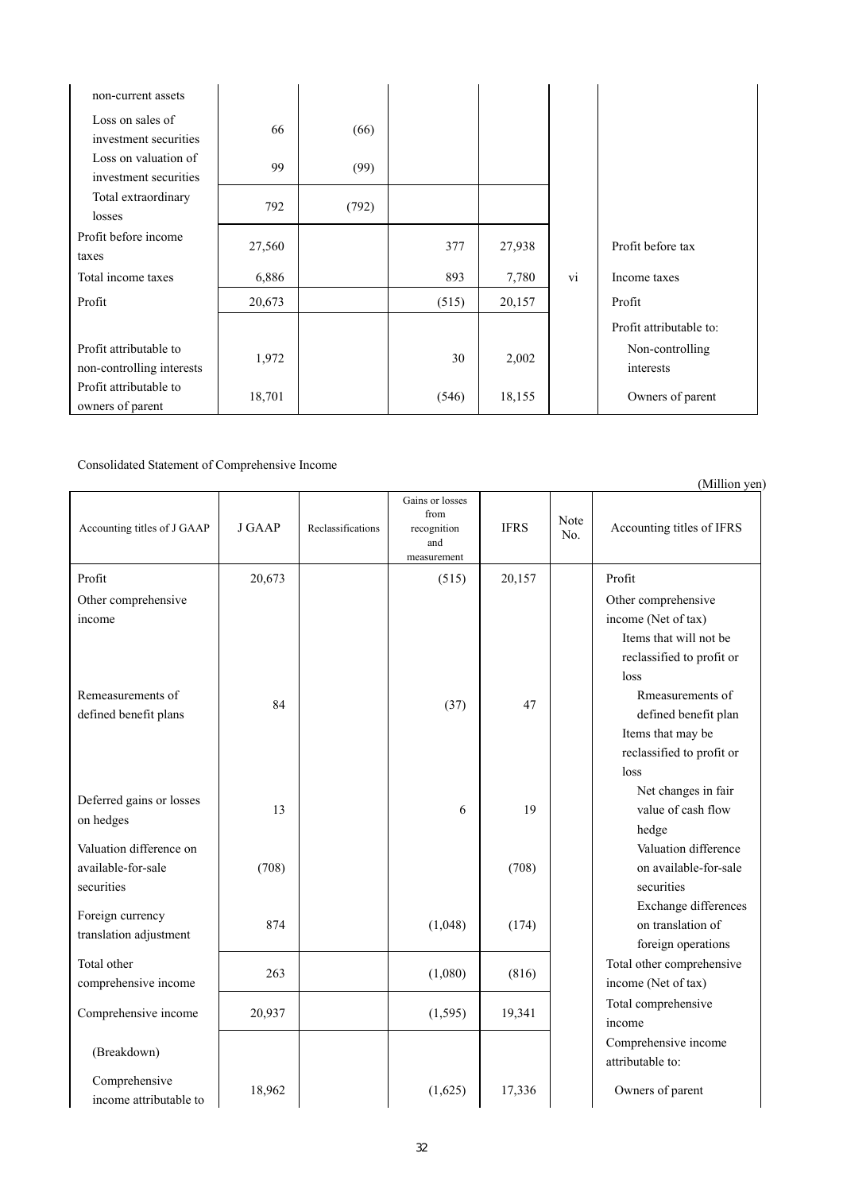| | | | | | | |
|---|---|---|---|---|---|---|
| non-current assets | | | | | | |
| Loss on sales of investment securities | 66 | (66) | | | | |
| Loss on valuation of investment securities | 99 | (99) | | | | |
| Total extraordinary losses | 792 | (792) | | | | |
| Profit before income taxes | 27,560 | | 377 | 27,938 | | Profit before tax |
| Total income taxes | 6,886 | | 893 | 7,780 | vi | Income taxes |
| Profit | 20,673 | | (515) | 20,157 | | Profit |
| | | | | | | Profit attributable to: |
| Profit attributable to non-controlling interests | 1,972 | | 30 | 2,002 | | Non-controlling interests |
| Profit attributable to owners of parent | 18,701 | | (546) | 18,155 | | Owners of parent |

Consolidated Statement of Comprehensive Income

(Million yen)

| Accounting titles of J GAAP | J GAAP | Reclassifications | Gains or losses from recognition and measurement | IFRS | Note No. | Accounting titles of IFRS |
|---|---|---|---|---|---|---|
| Profit | 20,673 | | (515) | 20,157 | | Profit |
| Other comprehensive income | | | | | | Other comprehensive income (Net of tax) |
| | | | | | | Items that will not be reclassified to profit or loss |
| Remeasurements of defined benefit plans | 84 | | (37) | 47 | | Rmeasurements of defined benefit plan |
| | | | | | | Items that may be reclassified to profit or loss |
| Deferred gains or losses on hedges | 13 | | 6 | 19 | | Net changes in fair value of cash flow hedge |
| Valuation difference on available-for-sale securities | (708) | | | (708) | | Valuation difference on available-for-sale securities |
| Foreign currency translation adjustment | 874 | | (1,048) | (174) | | Exchange differences on translation of foreign operations |
| Total other comprehensive income | 263 | | (1,080) | (816) | | Total other comprehensive income (Net of tax) |
| Comprehensive income | 20,937 | | (1,595) | 19,341 | | Total comprehensive income |
| (Breakdown) | | | | | | Comprehensive income attributable to: |
| Comprehensive income attributable to | 18,962 | | (1,625) | 17,336 | | Owners of parent |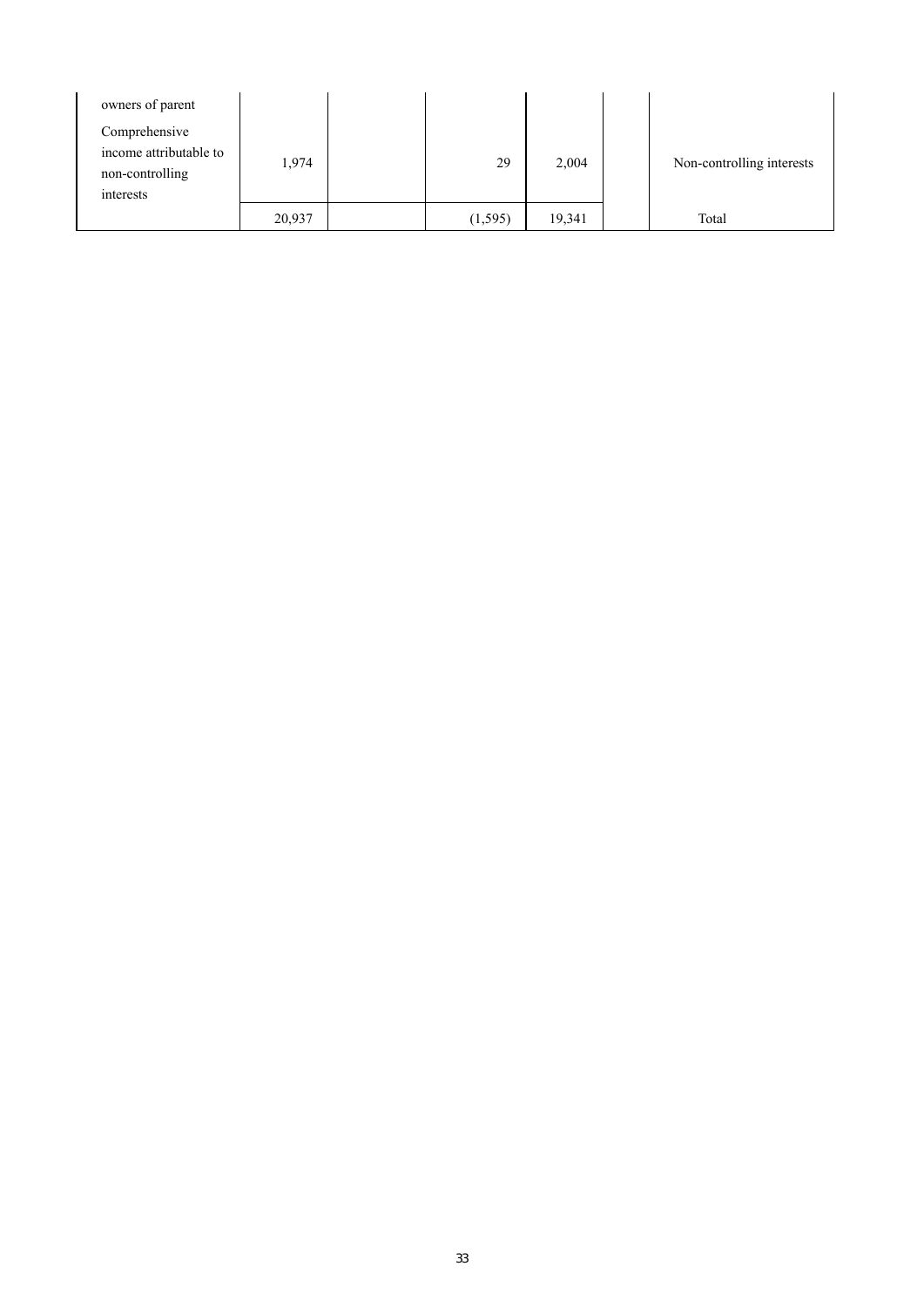| | | | | | | |
|---|---|---|---|---|---|---|
| owners of parent | | | | | | |
| Comprehensive income attributable to non-controlling interests | 1,974 | | 29 | 2,004 | | Non-controlling interests |
| | 20,937 | | (1,595) | 19,341 | | Total |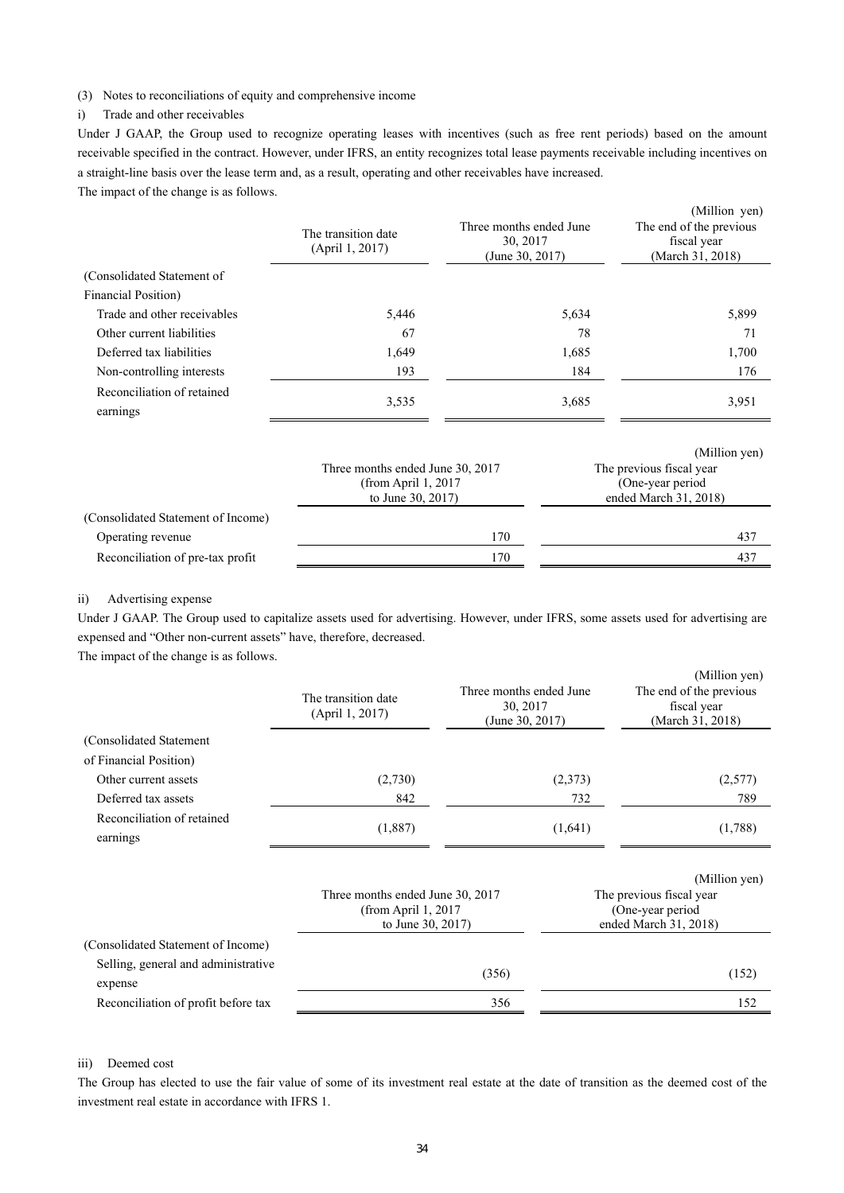(3) Notes to reconciliations of equity and comprehensive income

i) Trade and other receivables

Under J GAAP, the Group used to recognize operating leases with incentives (such as free rent periods) based on the amount receivable specified in the contract. However, under IFRS, an entity recognizes total lease payments receivable including incentives on a straight-line basis over the lease term and, as a result, operating and other receivables have increased.

The impact of the change is as follows.

(Million yen)

| | The transition date (April 1, 2017) | Three months ended June 30, 2017 (June 30, 2017) | The end of the previous fiscal year (March 31, 2018) |
|---|---|---|---|
| (Consolidated Statement of Financial Position) | | | |
| Trade and other receivables | 5,446 | 5,634 | 5,899 |
| Other current liabilities | 67 | 78 | 71 |
| Deferred tax liabilities | 1,649 | 1,685 | 1,700 |
| Non-controlling interests | 193 | 184 | 176 |
| Reconciliation of retained earnings | 3,535 | 3,685 | 3,951 |

(Million yen)

| | Three months ended June 30, 2017 (from April 1, 2017 to June 30, 2017) | The previous fiscal year (One-year period ended March 31, 2018) |
|---|---|---|
| (Consolidated Statement of Income) | | |
| Operating revenue | 170 | 437 |
| Reconciliation of pre-tax profit | 170 | 437 |

ii) Advertising expense

Under J GAAP. The Group used to capitalize assets used for advertising. However, under IFRS, some assets used for advertising are expensed and "Other non-current assets" have, therefore, decreased.

The impact of the change is as follows.

(Million yen)

| | The transition date (April 1, 2017) | Three months ended June 30, 2017 (June 30, 2017) | The end of the previous fiscal year (March 31, 2018) |
|---|---|---|---|
| (Consolidated Statement of Financial Position) | | | |
| Other current assets | (2,730) | (2,373) | (2,577) |
| Deferred tax assets | 842 | 732 | 789 |
| Reconciliation of retained earnings | (1,887) | (1,641) | (1,788) |

(Million yen)

| | Three months ended June 30, 2017 (from April 1, 2017 to June 30, 2017) | The previous fiscal year (One-year period ended March 31, 2018) |
|---|---|---|
| (Consolidated Statement of Income) | | |
| Selling, general and administrative expense | (356) | (152) |
| Reconciliation of profit before tax | 356 | 152 |

iii) Deemed cost

The Group has elected to use the fair value of some of its investment real estate at the date of transition as the deemed cost of the investment real estate in accordance with IFRS 1.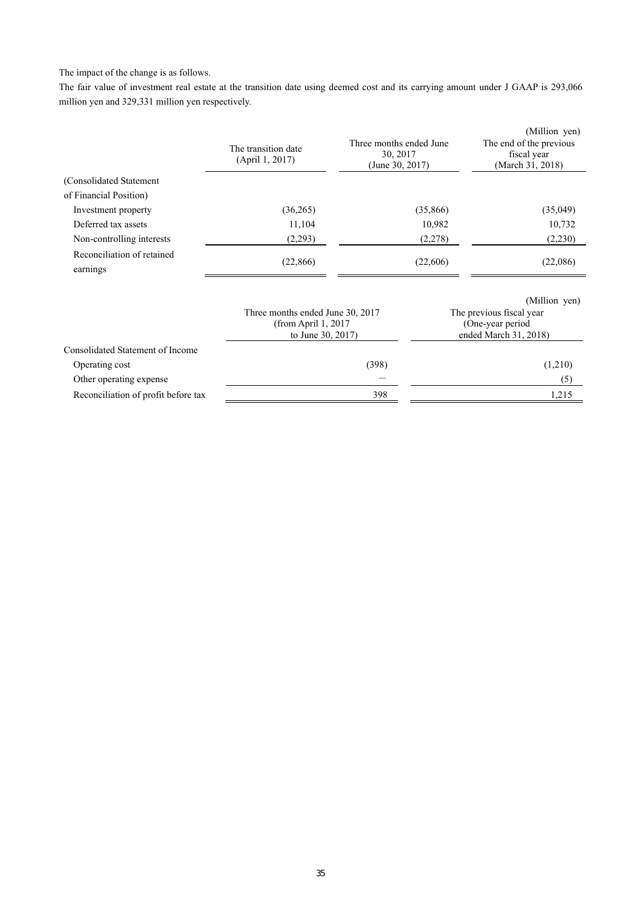The impact of the change is as follows.

The fair value of investment real estate at the transition date using deemed cost and its carrying amount under J GAAP is 293,066 million yen and 329,331 million yen respectively.

(Million yen)

| | The transition date (April 1, 2017) | Three months ended June 30, 2017 (June 30, 2017) | The end of the previous fiscal year (March 31, 2018) |
|---|---|---|---|
| (Consolidated Statement of Financial Position) | | | |
| Investment property | (36,265) | (35,866) | (35,049) |
| Deferred tax assets | 11,104 | 10,982 | 10,732 |
| Non-controlling interests | (2,293) | (2,278) | (2,230) |
| Reconciliation of retained earnings | (22,866) | (22,606) | (22,086) |

(Million yen)

| | Three months ended June 30, 2017 (from April 1, 2017 to June 30, 2017) | The previous fiscal year (One-year period ended March 31, 2018) |
|---|---|---|
| Consolidated Statement of Income | | |
| Operating cost | (398) | (1,210) |
| Other operating expense | − | (5) |
| Reconciliation of profit before tax | 398 | 1,215 |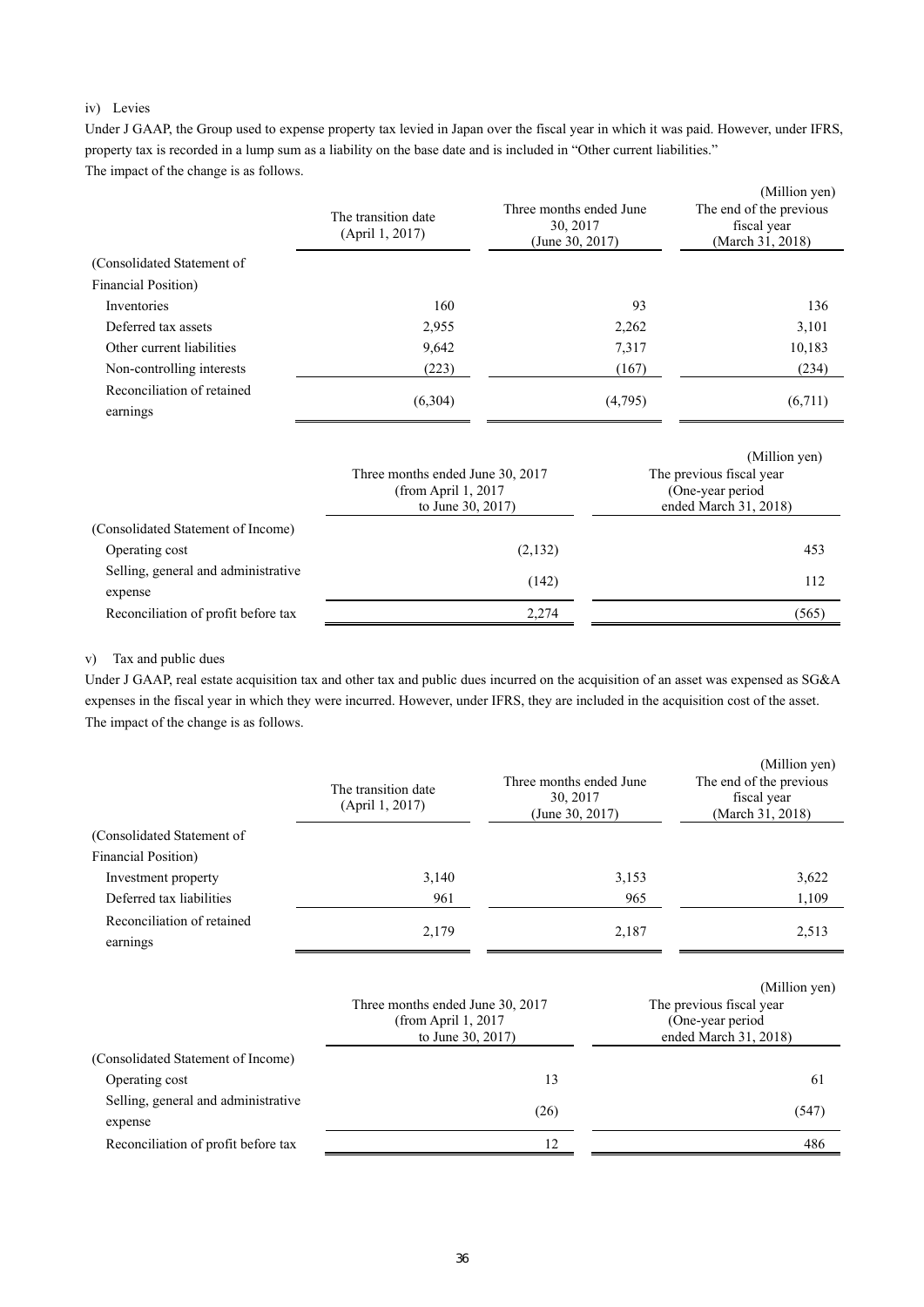iv) Levies

Under J GAAP, the Group used to expense property tax levied in Japan over the fiscal year in which it was paid. However, under IFRS, property tax is recorded in a lump sum as a liability on the base date and is included in "Other current liabilities."

The impact of the change is as follows.

(Million yen)

| | The transition date (April 1, 2017) | Three months ended June 30, 2017 (June 30, 2017) | The end of the previous fiscal year (March 31, 2018) |
|---|---|---|---|
| (Consolidated Statement of Financial Position) | | | |
| Inventories | 160 | 93 | 136 |
| Deferred tax assets | 2,955 | 2,262 | 3,101 |
| Other current liabilities | 9,642 | 7,317 | 10,183 |
| Non-controlling interests | (223) | (167) | (234) |
| Reconciliation of retained earnings | (6,304) | (4,795) | (6,711) |

(Million yen)

| | Three months ended June 30, 2017 (from April 1, 2017 to June 30, 2017) | The previous fiscal year (One-year period ended March 31, 2018) |
|---|---|---|
| (Consolidated Statement of Income) | | |
| Operating cost | (2,132) | 453 |
| Selling, general and administrative expense | (142) | 112 |
| Reconciliation of profit before tax | 2,274 | (565) |

v) Tax and public dues

Under J GAAP, real estate acquisition tax and other tax and public dues incurred on the acquisition of an asset was expensed as SG&A expenses in the fiscal year in which they were incurred. However, under IFRS, they are included in the acquisition cost of the asset.

The impact of the change is as follows.

(Million yen)

| | The transition date (April 1, 2017) | Three months ended June 30, 2017 (June 30, 2017) | The end of the previous fiscal year (March 31, 2018) |
|---|---|---|---|
| (Consolidated Statement of Financial Position) | | | |
| Investment property | 3,140 | 3,153 | 3,622 |
| Deferred tax liabilities | 961 | 965 | 1,109 |
| Reconciliation of retained earnings | 2,179 | 2,187 | 2,513 |

(Million yen)

| | Three months ended June 30, 2017 (from April 1, 2017 to June 30, 2017) | The previous fiscal year (One-year period ended March 31, 2018) |
|---|---|---|
| (Consolidated Statement of Income) | | |
| Operating cost | 13 | 61 |
| Selling, general and administrative expense | (26) | (547) |
| Reconciliation of profit before tax | 12 | 486 |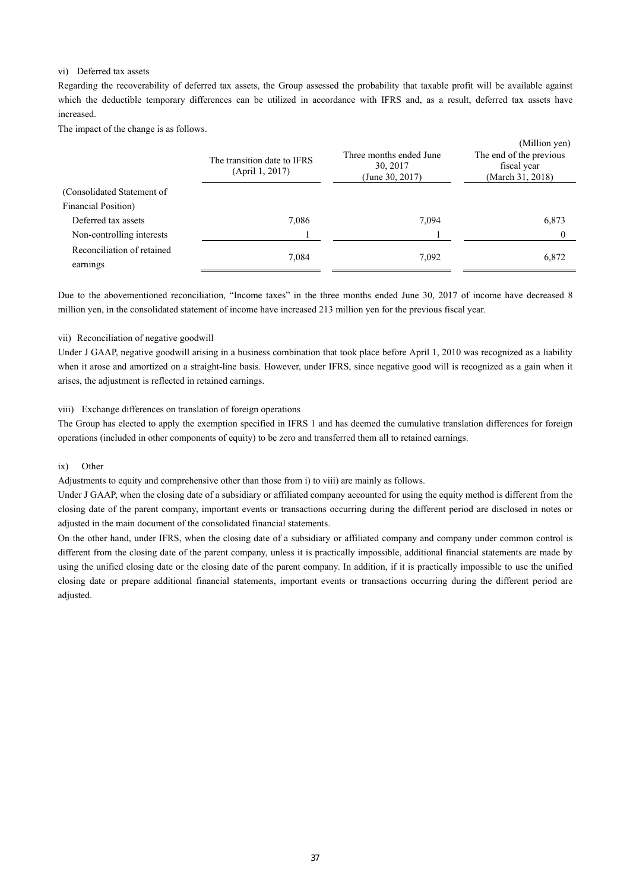vi) Deferred tax assets

Regarding the recoverability of deferred tax assets, the Group assessed the probability that taxable profit will be available against which the deductible temporary differences can be utilized in accordance with IFRS and, as a result, deferred tax assets have increased.

The impact of the change is as follows.

(Million yen)

| | The transition date to IFRS (April 1, 2017) | Three months ended June 30, 2017 (June 30, 2017) | The end of the previous fiscal year (March 31, 2018) |
|---|---|---|---|
| (Consolidated Statement of Financial Position) | | | |
| Deferred tax assets | 7,086 | 7,094 | 6,873 |
| Non-controlling interests | 1 | 1 | 0 |
| Reconciliation of retained earnings | 7,084 | 7,092 | 6,872 |

Due to the abovementioned reconciliation, "Income taxes" in the three months ended June 30, 2017 of income have decreased 8 million yen, in the consolidated statement of income have increased 213 million yen for the previous fiscal year.

vii) Reconciliation of negative goodwill

Under J GAAP, negative goodwill arising in a business combination that took place before April 1, 2010 was recognized as a liability when it arose and amortized on a straight-line basis. However, under IFRS, since negative good will is recognized as a gain when it arises, the adjustment is reflected in retained earnings.

viii) Exchange differences on translation of foreign operations

The Group has elected to apply the exemption specified in IFRS 1 and has deemed the cumulative translation differences for foreign operations (included in other components of equity) to be zero and transferred them all to retained earnings.

ix) Other

Adjustments to equity and comprehensive other than those from i) to viii) are mainly as follows.

Under J GAAP, when the closing date of a subsidiary or affiliated company accounted for using the equity method is different from the closing date of the parent company, important events or transactions occurring during the different period are disclosed in notes or adjusted in the main document of the consolidated financial statements.

On the other hand, under IFRS, when the closing date of a subsidiary or affiliated company and company under common control is different from the closing date of the parent company, unless it is practically impossible, additional financial statements are made by using the unified closing date or the closing date of the parent company. In addition, if it is practically impossible to use the unified closing date or prepare additional financial statements, important events or transactions occurring during the different period are adjusted.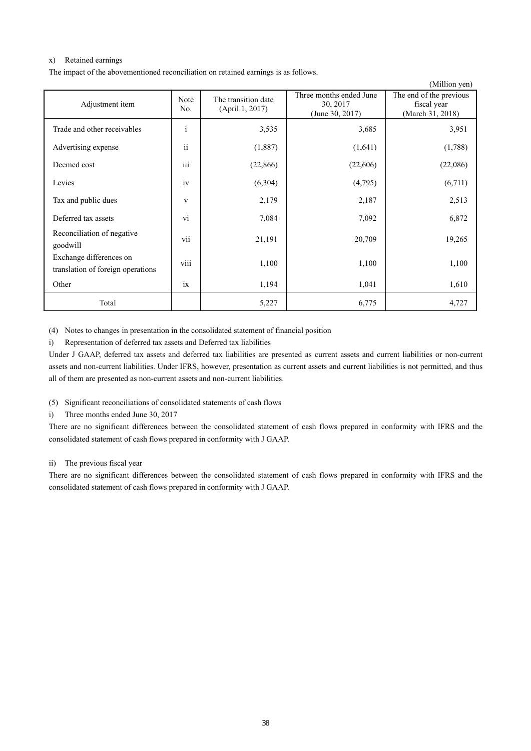x) Retained earnings

The impact of the abovementioned reconciliation on retained earnings is as follows.

(Million yen)

| Adjustment item | Note No. | The transition date (April 1, 2017) | Three months ended June 30, 2017 (June 30, 2017) | The end of the previous fiscal year (March 31, 2018) |
|---|---|---|---|---|
| Trade and other receivables | i | 3,535 | 3,685 | 3,951 |
| Advertising expense | ii | (1,887) | (1,641) | (1,788) |
| Deemed cost | iii | (22,866) | (22,606) | (22,086) |
| Levies | iv | (6,304) | (4,795) | (6,711) |
| Tax and public dues | v | 2,179 | 2,187 | 2,513 |
| Deferred tax assets | vi | 7,084 | 7,092 | 6,872 |
| Reconciliation of negative goodwill | vii | 21,191 | 20,709 | 19,265 |
| Exchange differences on translation of foreign operations | viii | 1,100 | 1,100 | 1,100 |
| Other | ix | 1,194 | 1,041 | 1,610 |
| Total | | 5,227 | 6,775 | 4,727 |

(4) Notes to changes in presentation in the consolidated statement of financial position

i) Representation of deferred tax assets and Deferred tax liabilities

Under J GAAP, deferred tax assets and deferred tax liabilities are presented as current assets and current liabilities or non-current assets and non-current liabilities. Under IFRS, however, presentation as current assets and current liabilities is not permitted, and thus all of them are presented as non-current assets and non-current liabilities.

(5) Significant reconciliations of consolidated statements of cash flows

i) Three months ended June 30, 2017

There are no significant differences between the consolidated statement of cash flows prepared in conformity with IFRS and the consolidated statement of cash flows prepared in conformity with J GAAP.

ii) The previous fiscal year

There are no significant differences between the consolidated statement of cash flows prepared in conformity with IFRS and the consolidated statement of cash flows prepared in conformity with J GAAP.